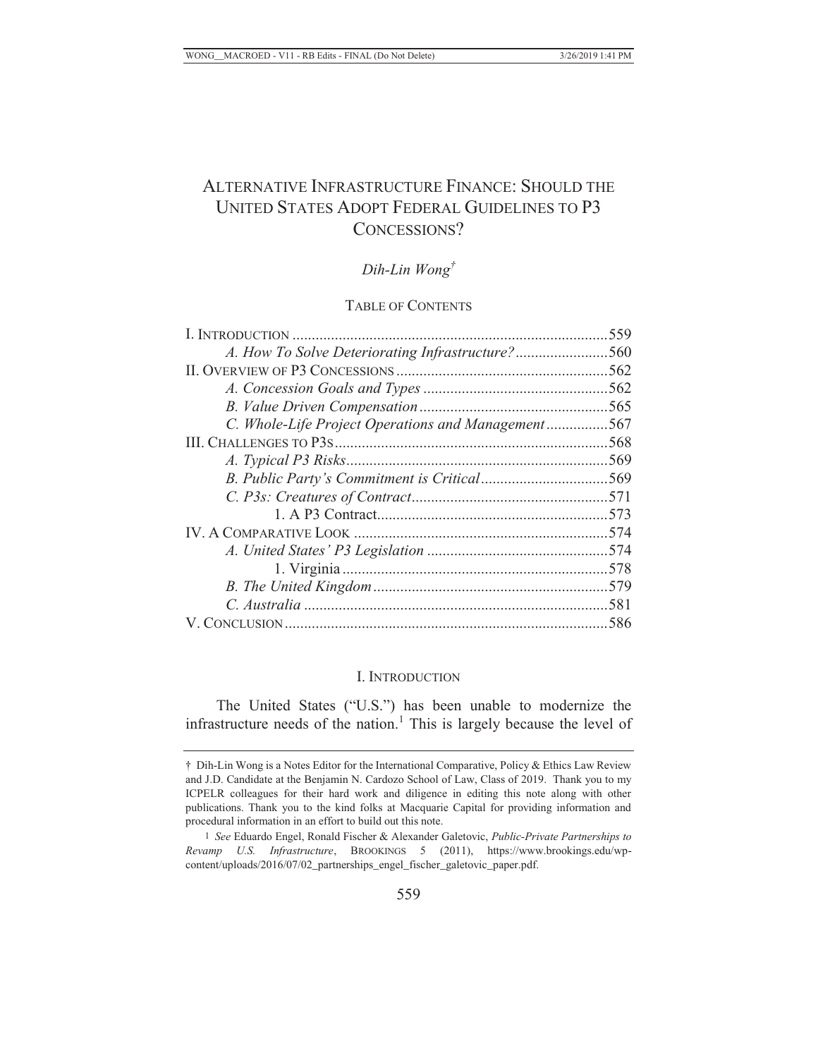# ALTERNATIVE INFRASTRUCTURE FINANCE: SHOULD THE UNITED STATES ADOPT FEDERAL GUIDELINES TO P3 CONCESSIONS?

*Dih-Lin Wong*[†]

TABLE OF CONTENTS

| | |
|---|---|
| I. INTRODUCTION | 559 |
| *A. How To Solve Deteriorating Infrastructure?* | 560 |
| II. OVERVIEW OF P3 CONCESSIONS | 562 |
| *A. Concession Goals and Types* | 562 |
| *B. Value Driven Compensation* | 565 |
| *C. Whole-Life Project Operations and Management* | 567 |
| III. CHALLENGES TO P3S | 568 |
| *A. Typical P3 Risks* | 569 |
| *B. Public Party's Commitment is Critical* | 569 |
| *C. P3s: Creatures of Contract* | 571 |
| 1. A P3 Contract | 573 |
| IV. A COMPARATIVE LOOK | 574 |
| *A. United States' P3 Legislation* | 574 |
| 1. Virginia | 578 |
| *B. The United Kingdom* | 579 |
| *C. Australia* | 581 |
| V. CONCLUSION | 586 |

## I. INTRODUCTION

The United States ("U.S.") has been unable to modernize the infrastructure needs of the nation.[1] This is largely because the level of

---

† Dih-Lin Wong is a Notes Editor for the International Comparative, Policy & Ethics Law Review and J.D. Candidate at the Benjamin N. Cardozo School of Law, Class of 2019. Thank you to my ICPELR colleagues for their hard work and diligence in editing this note along with other publications. Thank you to the kind folks at Macquarie Capital for providing information and procedural information in an effort to build out this note.

1 *See* Eduardo Engel, Ronald Fischer & Alexander Galetovic, *Public-Private Partnerships to Revamp U.S. Infrastructure*, BROOKINGS 5 (2011), https://www.brookings.edu/wp-content/uploads/2016/07/02_partnerships_engel_fischer_galetovic_paper.pdf.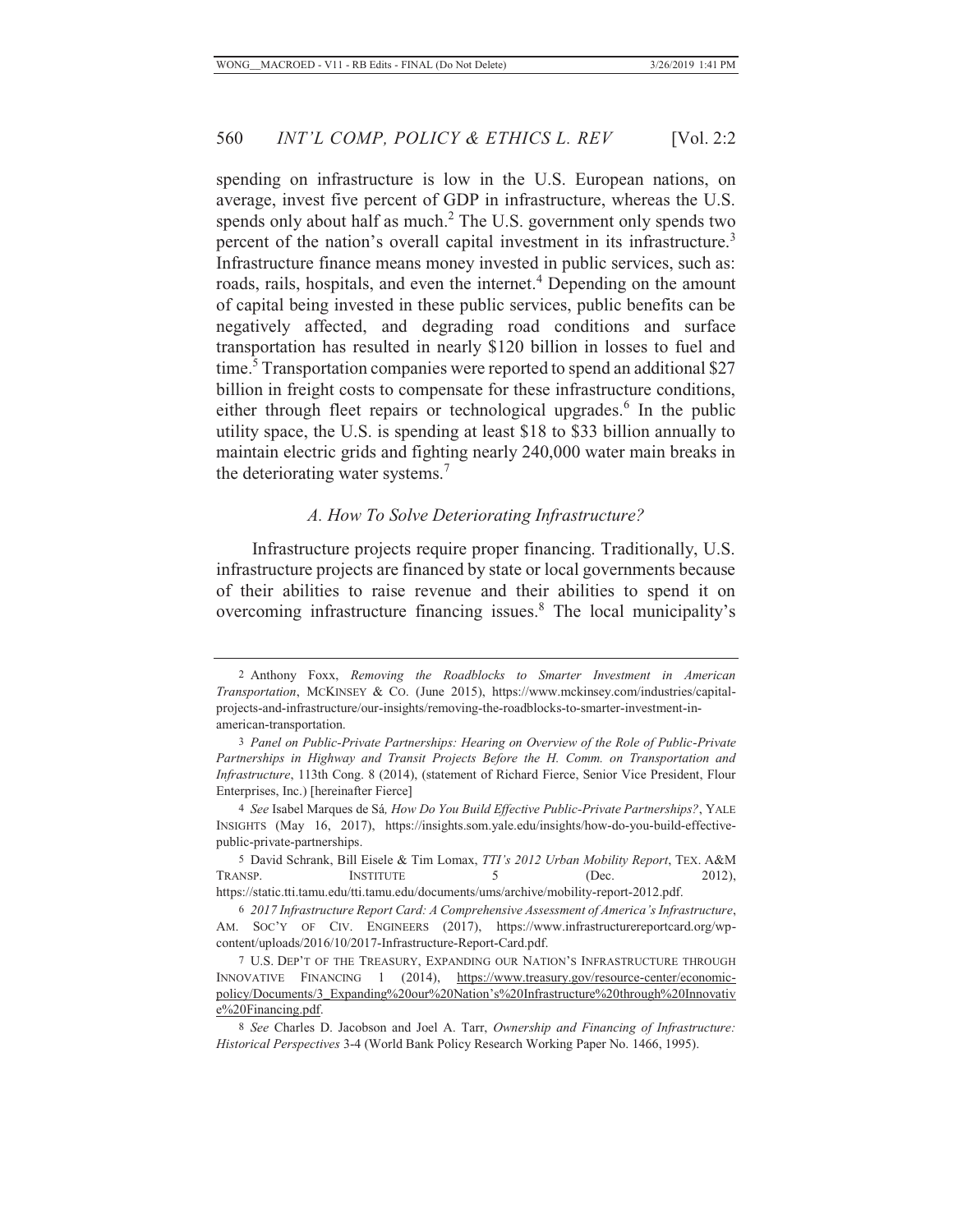spending on infrastructure is low in the U.S. European nations, on average, invest five percent of GDP in infrastructure, whereas the U.S. spends only about half as much.[2] The U.S. government only spends two percent of the nation's overall capital investment in its infrastructure.[3] Infrastructure finance means money invested in public services, such as: roads, rails, hospitals, and even the internet.[4] Depending on the amount of capital being invested in these public services, public benefits can be negatively affected, and degrading road conditions and surface transportation has resulted in nearly $120 billion in losses to fuel and time.[5] Transportation companies were reported to spend an additional $27 billion in freight costs to compensate for these infrastructure conditions, either through fleet repairs or technological upgrades.[6] In the public utility space, the U.S. is spending at least $18 to $33 billion annually to maintain electric grids and fighting nearly 240,000 water main breaks in the deteriorating water systems.[7]

### *A. How To Solve Deteriorating Infrastructure?*

Infrastructure projects require proper financing. Traditionally, U.S. infrastructure projects are financed by state or local governments because of their abilities to raise revenue and their abilities to spend it on overcoming infrastructure financing issues.[8] The local municipality's

---

2 Anthony Foxx, *Removing the Roadblocks to Smarter Investment in American Transportation*, MCKINSEY & CO. (June 2015), https://www.mckinsey.com/industries/capital-projects-and-infrastructure/our-insights/removing-the-roadblocks-to-smarter-investment-in-american-transportation.

3 *Panel on Public-Private Partnerships: Hearing on Overview of the Role of Public-Private Partnerships in Highway and Transit Projects Before the H. Comm. on Transportation and Infrastructure*, 113th Cong. 8 (2014), (statement of Richard Fierce, Senior Vice President, Flour Enterprises, Inc.) [hereinafter Fierce]

4 *See* Isabel Marques de Sá*, How Do You Build Effective Public-Private Partnerships?*, YALE INSIGHTS (May 16, 2017), https://insights.som.yale.edu/insights/how-do-you-build-effective-public-private-partnerships.

5 David Schrank, Bill Eisele & Tim Lomax, *TTI's 2012 Urban Mobility Report*, TEX. A&M TRANSP. INSTITUTE 5 (Dec. 2012), https://static.tti.tamu.edu/tti.tamu.edu/documents/ums/archive/mobility-report-2012.pdf.

6 *2017 Infrastructure Report Card: A Comprehensive Assessment of America's Infrastructure*, AM. SOC'Y OF CIV. ENGINEERS (2017), https://www.infrastructurereportcard.org/wp-content/uploads/2016/10/2017-Infrastructure-Report-Card.pdf.

7 U.S. DEP'T OF THE TREASURY, EXPANDING OUR NATION'S INFRASTRUCTURE THROUGH INNOVATIVE FINANCING 1 (2014), https://www.treasury.gov/resource-center/economic-policy/Documents/3_Expanding%20our%20Nation's%20Infrastructure%20through%20Innovative%20Financing.pdf.

8 *See* Charles D. Jacobson and Joel A. Tarr, *Ownership and Financing of Infrastructure: Historical Perspectives* 3-4 (World Bank Policy Research Working Paper No. 1466, 1995).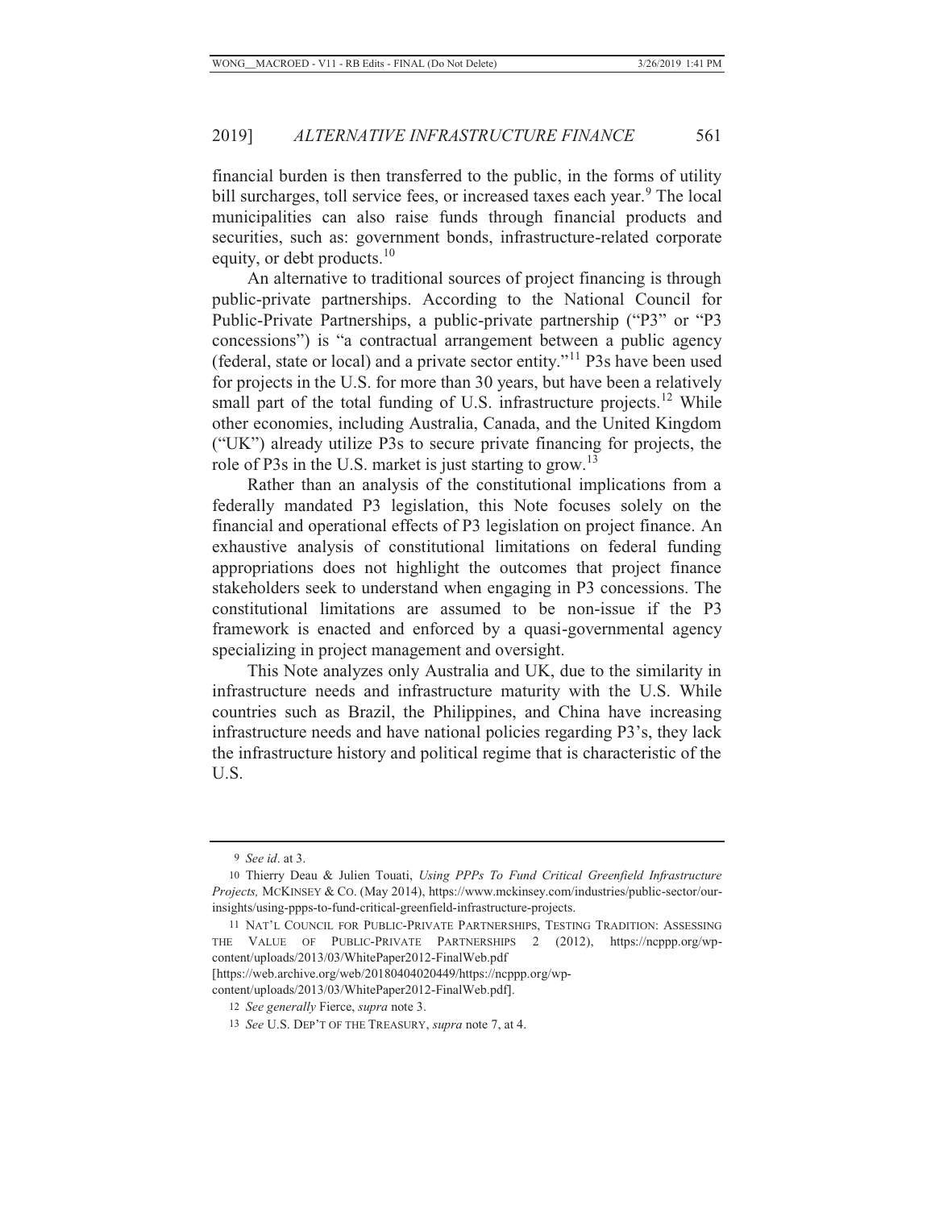financial burden is then transferred to the public, in the forms of utility bill surcharges, toll service fees, or increased taxes each year.[9] The local municipalities can also raise funds through financial products and securities, such as: government bonds, infrastructure-related corporate equity, or debt products.[10]

An alternative to traditional sources of project financing is through public-private partnerships. According to the National Council for Public-Private Partnerships, a public-private partnership ("P3" or "P3 concessions") is "a contractual arrangement between a public agency (federal, state or local) and a private sector entity."[11] P3s have been used for projects in the U.S. for more than 30 years, but have been a relatively small part of the total funding of U.S. infrastructure projects.[12] While other economies, including Australia, Canada, and the United Kingdom ("UK") already utilize P3s to secure private financing for projects, the role of P3s in the U.S. market is just starting to grow.[13]

Rather than an analysis of the constitutional implications from a federally mandated P3 legislation, this Note focuses solely on the financial and operational effects of P3 legislation on project finance. An exhaustive analysis of constitutional limitations on federal funding appropriations does not highlight the outcomes that project finance stakeholders seek to understand when engaging in P3 concessions. The constitutional limitations are assumed to be non-issue if the P3 framework is enacted and enforced by a quasi-governmental agency specializing in project management and oversight.

This Note analyzes only Australia and UK, due to the similarity in infrastructure needs and infrastructure maturity with the U.S. While countries such as Brazil, the Philippines, and China have increasing infrastructure needs and have national policies regarding P3's, they lack the infrastructure history and political regime that is characteristic of the U.S.

---

9 *See id*. at 3.

10 Thierry Deau & Julien Touati, *Using PPPs To Fund Critical Greenfield Infrastructure Projects,* MCKINSEY & CO. (May 2014), https://www.mckinsey.com/industries/public-sector/our-insights/using-ppps-to-fund-critical-greenfield-infrastructure-projects.

11 NAT'L COUNCIL FOR PUBLIC-PRIVATE PARTNERSHIPS, TESTING TRADITION: ASSESSING THE VALUE OF PUBLIC-PRIVATE PARTNERSHIPS 2 (2012), https://ncppp.org/wp-content/uploads/2013/03/WhitePaper2012-FinalWeb.pdf [https://web.archive.org/web/20180404020449/https://ncppp.org/wp-content/uploads/2013/03/WhitePaper2012-FinalWeb.pdf].

12 *See generally* Fierce, *supra* note 3.

13 *See* U.S. DEP'T OF THE TREASURY, *supra* note 7, at 4.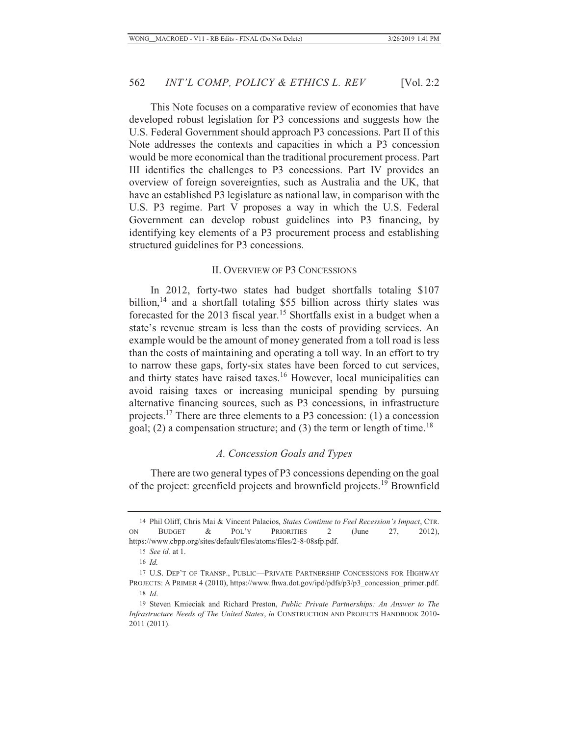This Note focuses on a comparative review of economies that have developed robust legislation for P3 concessions and suggests how the U.S. Federal Government should approach P3 concessions. Part II of this Note addresses the contexts and capacities in which a P3 concession would be more economical than the traditional procurement process. Part III identifies the challenges to P3 concessions. Part IV provides an overview of foreign sovereignties, such as Australia and the UK, that have an established P3 legislature as national law, in comparison with the U.S. P3 regime. Part V proposes a way in which the U.S. Federal Government can develop robust guidelines into P3 financing, by identifying key elements of a P3 procurement process and establishing structured guidelines for P3 concessions.

## II. OVERVIEW OF P3 CONCESSIONS

In 2012, forty-two states had budget shortfalls totaling $107 billion,[14] and a shortfall totaling $55 billion across thirty states was forecasted for the 2013 fiscal year.[15] Shortfalls exist in a budget when a state's revenue stream is less than the costs of providing services. An example would be the amount of money generated from a toll road is less than the costs of maintaining and operating a toll way. In an effort to try to narrow these gaps, forty-six states have been forced to cut services, and thirty states have raised taxes.[16] However, local municipalities can avoid raising taxes or increasing municipal spending by pursuing alternative financing sources, such as P3 concessions, in infrastructure projects.[17] There are three elements to a P3 concession: (1) a concession goal; (2) a compensation structure; and (3) the term or length of time.[18]

### *A. Concession Goals and Types*

There are two general types of P3 concessions depending on the goal of the project: greenfield projects and brownfield projects.[19] Brownfield

---

14 Phil Oliff, Chris Mai & Vincent Palacios, *States Continue to Feel Recession's Impact*, CTR. ON BUDGET & POL'Y PRIORITIES 2 (June 27, 2012), https://www.cbpp.org/sites/default/files/atoms/files/2-8-08sfp.pdf.

15 *See id.* at 1.

16 *Id.*

17 U.S. DEP'T OF TRANSP., PUBLIC—PRIVATE PARTNERSHIP CONCESSIONS FOR HIGHWAY PROJECTS: A PRIMER 4 (2010), https://www.fhwa.dot.gov/ipd/pdfs/p3/p3_concession_primer.pdf.

18 *Id*.

19 Steven Kmieciak and Richard Preston, *Public Private Partnerships: An Answer to The Infrastructure Needs of The United States*, *in* CONSTRUCTION AND PROJECTS HANDBOOK 2010-2011 (2011).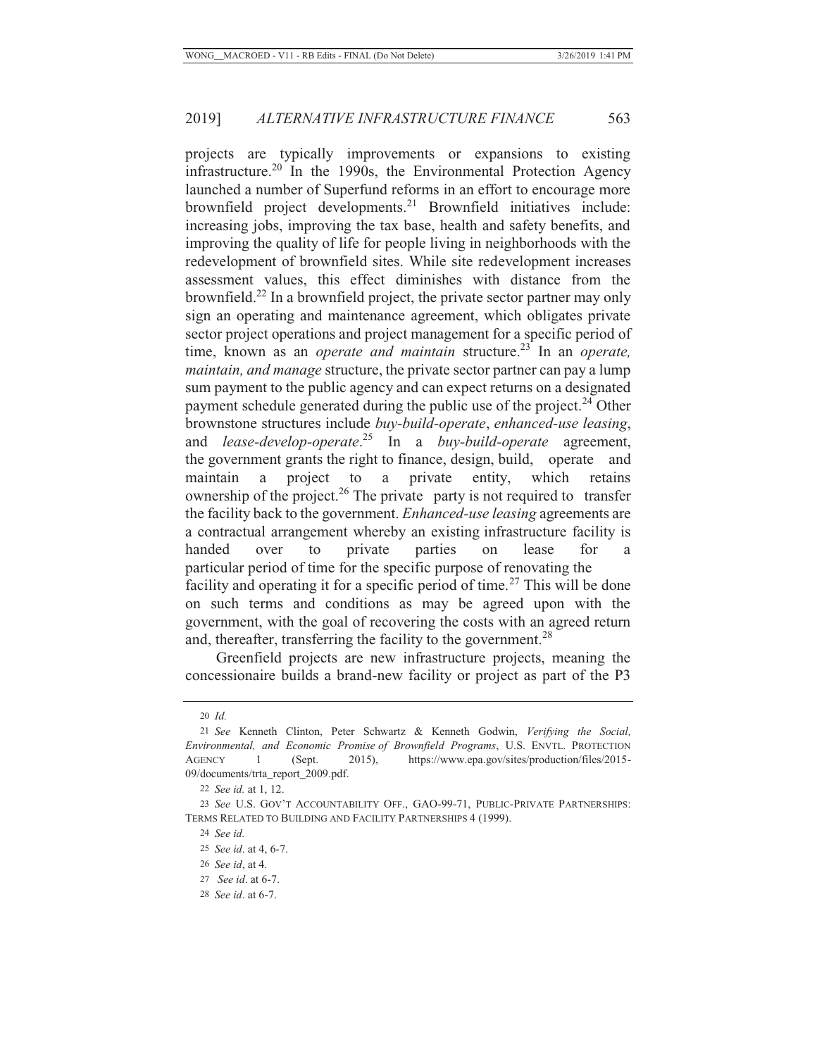projects are typically improvements or expansions to existing infrastructure.[20] In the 1990s, the Environmental Protection Agency launched a number of Superfund reforms in an effort to encourage more brownfield project developments.[21] Brownfield initiatives include: increasing jobs, improving the tax base, health and safety benefits, and improving the quality of life for people living in neighborhoods with the redevelopment of brownfield sites. While site redevelopment increases assessment values, this effect diminishes with distance from the brownfield.[22] In a brownfield project, the private sector partner may only sign an operating and maintenance agreement, which obligates private sector project operations and project management for a specific period of time, known as an *operate and maintain* structure.[23] In an *operate, maintain, and manage* structure, the private sector partner can pay a lump sum payment to the public agency and can expect returns on a designated payment schedule generated during the public use of the project.[24] Other brownstone structures include *buy-build-operate*, *enhanced-use leasing*, and *lease-develop-operate*.[25] In a *buy-build-operate* agreement, the government grants the right to finance, design, build, operate and maintain a project to a private entity, which retains ownership of the project.[26] The private party is not required to transfer the facility back to the government. *Enhanced-use leasing* agreements are a contractual arrangement whereby an existing infrastructure facility is handed over to private parties on lease for a particular period of time for the specific purpose of renovating the facility and operating it for a specific period of time.[27] This will be done on such terms and conditions as may be agreed upon with the government, with the goal of recovering the costs with an agreed return and, thereafter, transferring the facility to the government.[28]

Greenfield projects are new infrastructure projects, meaning the concessionaire builds a brand-new facility or project as part of the P3

---

20 *Id.*

21 *See* Kenneth Clinton, Peter Schwartz & Kenneth Godwin, *Verifying the Social, Environmental, and Economic Promise of Brownfield Programs*, U.S. ENVTL. PROTECTION AGENCY 1 (Sept. 2015), https://www.epa.gov/sites/production/files/2015-09/documents/trta_report_2009.pdf.

22 *See id.* at 1, 12.

23 *See* U.S. GOV'T ACCOUNTABILITY OFF., GAO-99-71, PUBLIC-PRIVATE PARTNERSHIPS: TERMS RELATED TO BUILDING AND FACILITY PARTNERSHIPS 4 (1999).

24 *See id.*

25 *See id*. at 4, 6-7.

26 *See id*, at 4.

27 *See id*. at 6-7.

28 *See id*. at 6-7.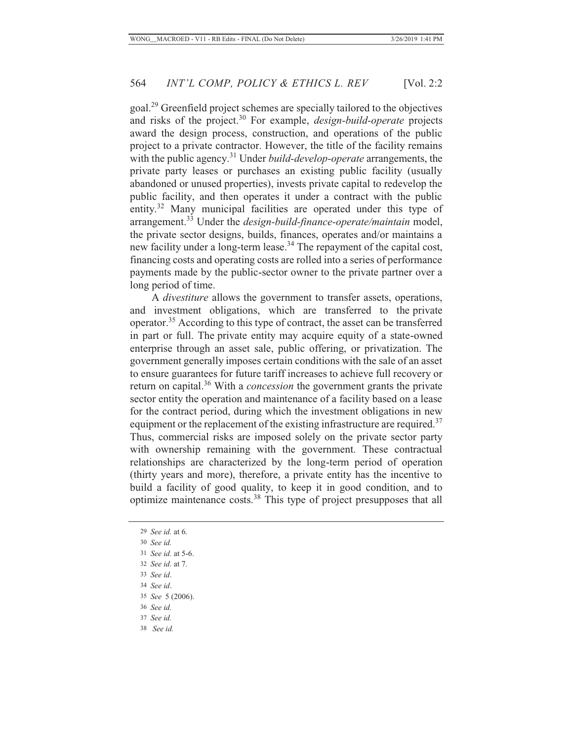goal.[29] Greenfield project schemes are specially tailored to the objectives and risks of the project.[30] For example, *design-build-operate* projects award the design process, construction, and operations of the public project to a private contractor. However, the title of the facility remains with the public agency.[31] Under *build-develop-operate* arrangements, the private party leases or purchases an existing public facility (usually abandoned or unused properties), invests private capital to redevelop the public facility, and then operates it under a contract with the public entity.[32] Many municipal facilities are operated under this type of arrangement.[33] Under the *design-build-finance-operate/maintain* model, the private sector designs, builds, finances, operates and/or maintains a new facility under a long-term lease.[34] The repayment of the capital cost, financing costs and operating costs are rolled into a series of performance payments made by the public-sector owner to the private partner over a long period of time.

A *divestiture* allows the government to transfer assets, operations, and investment obligations, which are transferred to the private operator.[35] According to this type of contract, the asset can be transferred in part or full. The private entity may acquire equity of a state-owned enterprise through an asset sale, public offering, or privatization. The government generally imposes certain conditions with the sale of an asset to ensure guarantees for future tariff increases to achieve full recovery or return on capital.[36] With a *concession* the government grants the private sector entity the operation and maintenance of a facility based on a lease for the contract period, during which the investment obligations in new equipment or the replacement of the existing infrastructure are required.[37] Thus, commercial risks are imposed solely on the private sector party with ownership remaining with the government. These contractual relationships are characterized by the long-term period of operation (thirty years and more), therefore, a private entity has the incentive to build a facility of good quality, to keep it in good condition, and to optimize maintenance costs.[38] This type of project presupposes that all

---

29 *See id.* at 6.

30 *See id.*

31 *See id.* at 5-6.

32 *See id.* at 7.

33 *See id*.

34 *See id*.

35 *See* 5 (2006).

36 *See id.*

37 *See id.*

38 *See id.*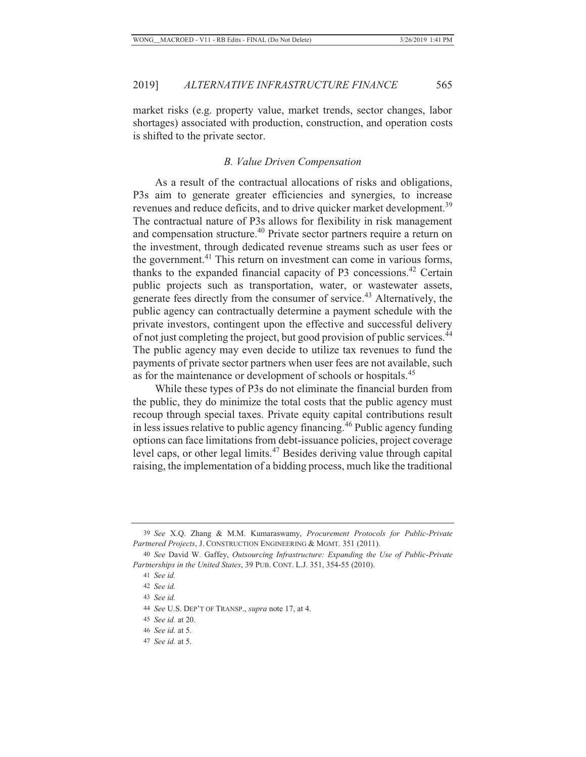market risks (e.g. property value, market trends, sector changes, labor shortages) associated with production, construction, and operation costs is shifted to the private sector.

### *B. Value Driven Compensation*

As a result of the contractual allocations of risks and obligations, P3s aim to generate greater efficiencies and synergies, to increase revenues and reduce deficits, and to drive quicker market development.[39] The contractual nature of P3s allows for flexibility in risk management and compensation structure.[40] Private sector partners require a return on the investment, through dedicated revenue streams such as user fees or the government.[41] This return on investment can come in various forms, thanks to the expanded financial capacity of P3 concessions.[42] Certain public projects such as transportation, water, or wastewater assets, generate fees directly from the consumer of service.[43] Alternatively, the public agency can contractually determine a payment schedule with the private investors, contingent upon the effective and successful delivery of not just completing the project, but good provision of public services.[44] The public agency may even decide to utilize tax revenues to fund the payments of private sector partners when user fees are not available, such as for the maintenance or development of schools or hospitals.[45]

While these types of P3s do not eliminate the financial burden from the public, they do minimize the total costs that the public agency must recoup through special taxes. Private equity capital contributions result in less issues relative to public agency financing.[46] Public agency funding options can face limitations from debt-issuance policies, project coverage level caps, or other legal limits.[47] Besides deriving value through capital raising, the implementation of a bidding process, much like the traditional

---

39 *See* X.Q. Zhang & M.M. Kumaraswamy, *Procurement Protocols for Public-Private Partnered Projects*, J. CONSTRUCTION ENGINEERING & MGMT. 351 (2011).

40 *See* David W. Gaffey, *Outsourcing Infrastructure: Expanding the Use of Public-Private Partnerships in the United States*, 39 PUB. CONT. L.J. 351, 354-55 (2010).

41 *See id.*

42 *See id.*

43 *See id.*

44 *See* U.S. DEP'T OF TRANSP., *supra* note 17, at 4.

45 *See id.* at 20.

46 *See id.* at 5.

47 *See id.* at 5.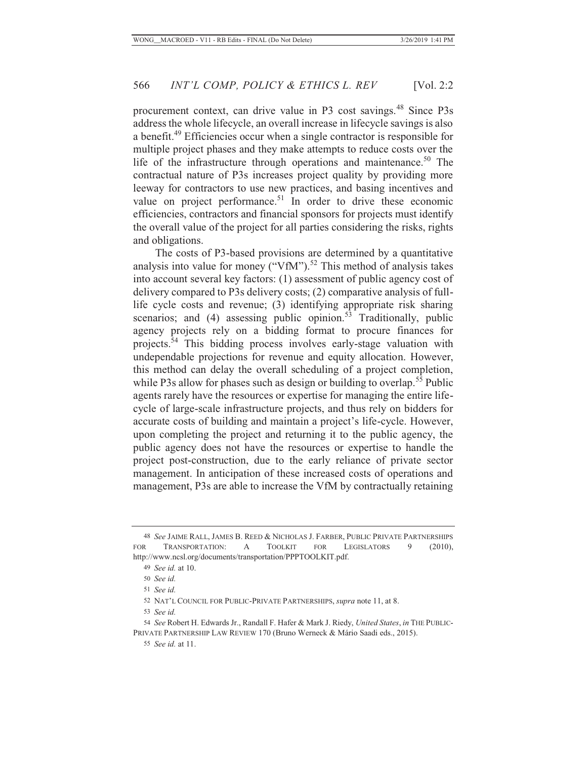procurement context, can drive value in P3 cost savings.[48] Since P3s address the whole lifecycle, an overall increase in lifecycle savings is also a benefit.[49] Efficiencies occur when a single contractor is responsible for multiple project phases and they make attempts to reduce costs over the life of the infrastructure through operations and maintenance.[50] The contractual nature of P3s increases project quality by providing more leeway for contractors to use new practices, and basing incentives and value on project performance.[51] In order to drive these economic efficiencies, contractors and financial sponsors for projects must identify the overall value of the project for all parties considering the risks, rights and obligations.

The costs of P3-based provisions are determined by a quantitative analysis into value for money ("VfM").[52] This method of analysis takes into account several key factors: (1) assessment of public agency cost of delivery compared to P3s delivery costs; (2) comparative analysis of full-life cycle costs and revenue; (3) identifying appropriate risk sharing scenarios; and (4) assessing public opinion.[53] Traditionally, public agency projects rely on a bidding format to procure finances for projects.[54] This bidding process involves early-stage valuation with undependable projections for revenue and equity allocation. However, this method can delay the overall scheduling of a project completion, while P3s allow for phases such as design or building to overlap.[55] Public agents rarely have the resources or expertise for managing the entire life-cycle of large-scale infrastructure projects, and thus rely on bidders for accurate costs of building and maintain a project's life-cycle. However, upon completing the project and returning it to the public agency, the public agency does not have the resources or expertise to handle the project post-construction, due to the early reliance of private sector management. In anticipation of these increased costs of operations and management, P3s are able to increase the VfM by contractually retaining

---

48 *See* JAIME RALL, JAMES B. REED & NICHOLAS J. FARBER, PUBLIC PRIVATE PARTNERSHIPS FOR TRANSPORTATION: A TOOLKIT FOR LEGISLATORS 9 (2010), http://www.ncsl.org/documents/transportation/PPPTOOLKIT.pdf.

49 *See id.* at 10.

50 *See id.*

51 *See id.*

52 NAT'L COUNCIL FOR PUBLIC-PRIVATE PARTNERSHIPS, *supra* note 11, at 8.

53 *See id.*

54 *See* Robert H. Edwards Jr., Randall F. Hafer & Mark J. Riedy, *United States*, *in* THE PUBLIC-PRIVATE PARTNERSHIP LAW REVIEW 170 (Bruno Werneck & Mário Saadi eds., 2015).

55 *See id.* at 11.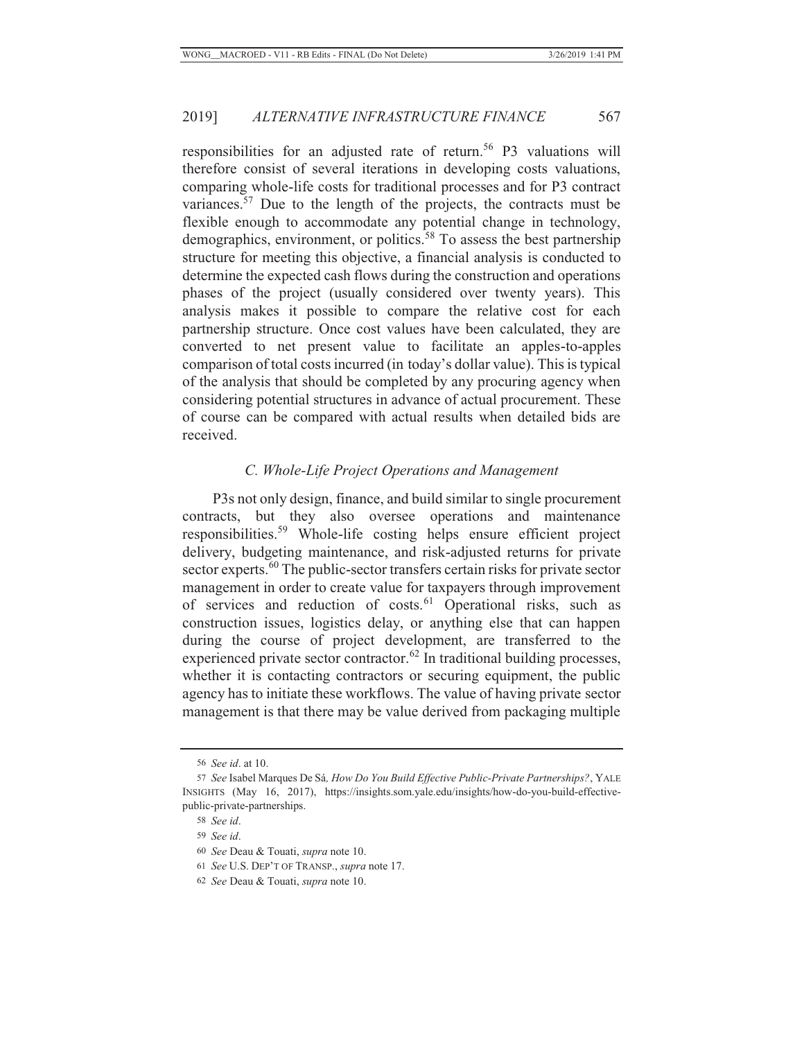responsibilities for an adjusted rate of return.[56] P3 valuations will therefore consist of several iterations in developing costs valuations, comparing whole-life costs for traditional processes and for P3 contract variances.[57] Due to the length of the projects, the contracts must be flexible enough to accommodate any potential change in technology, demographics, environment, or politics.[58] To assess the best partnership structure for meeting this objective, a financial analysis is conducted to determine the expected cash flows during the construction and operations phases of the project (usually considered over twenty years). This analysis makes it possible to compare the relative cost for each partnership structure. Once cost values have been calculated, they are converted to net present value to facilitate an apples-to-apples comparison of total costs incurred (in today's dollar value). This is typical of the analysis that should be completed by any procuring agency when considering potential structures in advance of actual procurement. These of course can be compared with actual results when detailed bids are received.

### *C. Whole-Life Project Operations and Management*

P3s not only design, finance, and build similar to single procurement contracts, but they also oversee operations and maintenance responsibilities.[59] Whole-life costing helps ensure efficient project delivery, budgeting maintenance, and risk-adjusted returns for private sector experts.[60] The public-sector transfers certain risks for private sector management in order to create value for taxpayers through improvement of services and reduction of costs.[61] Operational risks, such as construction issues, logistics delay, or anything else that can happen during the course of project development, are transferred to the experienced private sector contractor.[62] In traditional building processes, whether it is contacting contractors or securing equipment, the public agency has to initiate these workflows. The value of having private sector management is that there may be value derived from packaging multiple

---

56 *See id*. at 10.

57 *See* Isabel Marques De Sá*, How Do You Build Effective Public-Private Partnerships?*, YALE INSIGHTS (May 16, 2017), https://insights.som.yale.edu/insights/how-do-you-build-effective-public-private-partnerships.

58 *See id*.

59 *See id*.

60 *See* Deau & Touati, *supra* note 10.

61 *See* U.S. DEP'T OF TRANSP., *supra* note 17.

62 *See* Deau & Touati, *supra* note 10.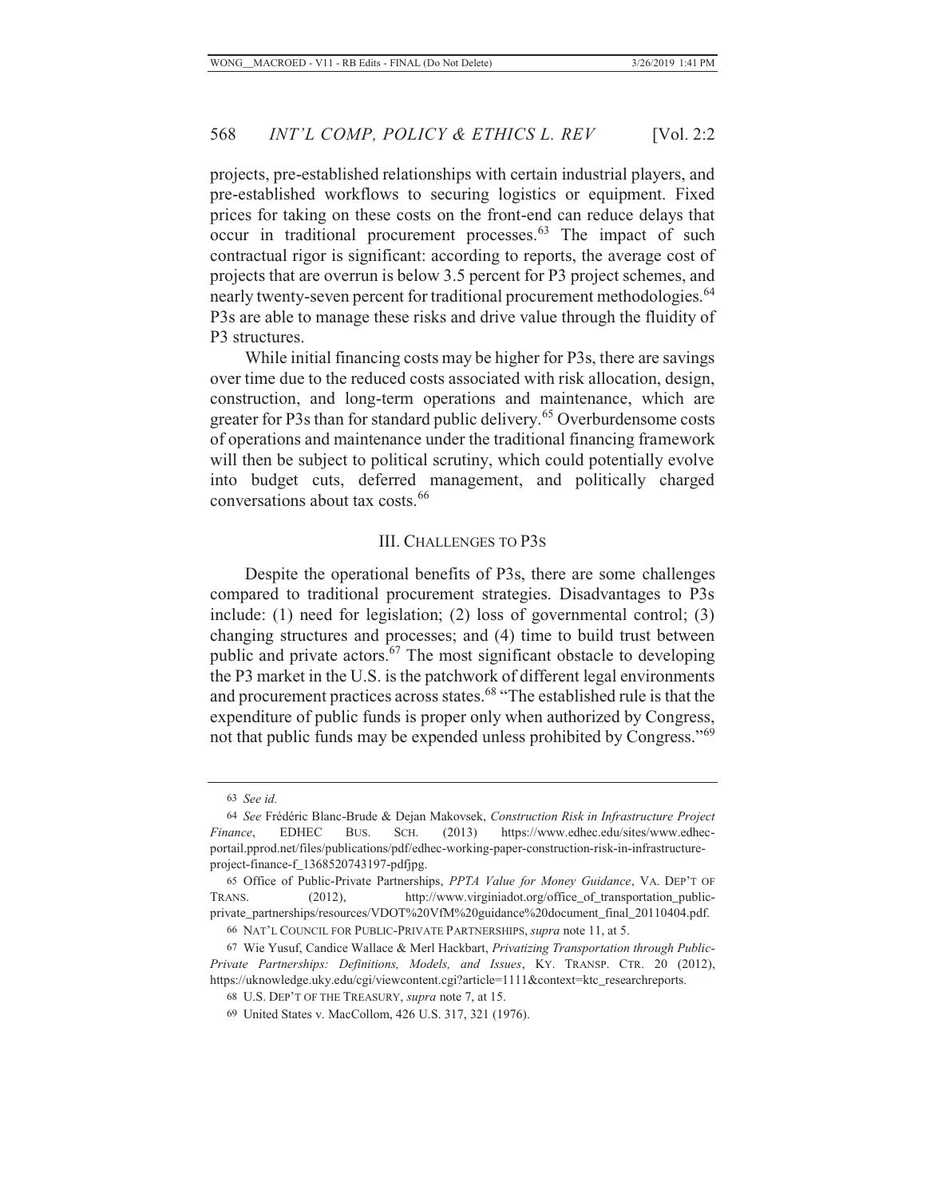projects, pre-established relationships with certain industrial players, and pre-established workflows to securing logistics or equipment. Fixed prices for taking on these costs on the front-end can reduce delays that occur in traditional procurement processes.[63] The impact of such contractual rigor is significant: according to reports, the average cost of projects that are overrun is below 3.5 percent for P3 project schemes, and nearly twenty-seven percent for traditional procurement methodologies.[64] P3s are able to manage these risks and drive value through the fluidity of P3 structures.

While initial financing costs may be higher for P3s, there are savings over time due to the reduced costs associated with risk allocation, design, construction, and long-term operations and maintenance, which are greater for P3s than for standard public delivery.[65] Overburdensome costs of operations and maintenance under the traditional financing framework will then be subject to political scrutiny, which could potentially evolve into budget cuts, deferred management, and politically charged conversations about tax costs.[66]

## III. CHALLENGES TO P3S

Despite the operational benefits of P3s, there are some challenges compared to traditional procurement strategies. Disadvantages to P3s include: (1) need for legislation; (2) loss of governmental control; (3) changing structures and processes; and (4) time to build trust between public and private actors.[67] The most significant obstacle to developing the P3 market in the U.S. is the patchwork of different legal environments and procurement practices across states.[68] "The established rule is that the expenditure of public funds is proper only when authorized by Congress, not that public funds may be expended unless prohibited by Congress."[69]

---

63 *See id.*

64 *See* Frédéric Blanc-Brude & Dejan Makovsek, *Construction Risk in Infrastructure Project Finance*, EDHEC BUS. SCH. (2013) https://www.edhec.edu/sites/www.edhec-portail.pprod.net/files/publications/pdf/edhec-working-paper-construction-risk-in-infrastructure-project-finance-f_1368520743197-pdfjpg.

65 Office of Public-Private Partnerships, *PPTA Value for Money Guidance*, VA. DEP'T OF TRANS. (2012), http://www.virginiadot.org/office_of_transportation_public-private_partnerships/resources/VDOT%20VfM%20guidance%20document_final_20110404.pdf.

66 NAT'L COUNCIL FOR PUBLIC-PRIVATE PARTNERSHIPS, *supra* note 11, at 5.

67 Wie Yusuf, Candice Wallace & Merl Hackbart, *Privatizing Transportation through Public-Private Partnerships: Definitions, Models, and Issues*, KY. TRANSP. CTR. 20 (2012), https://uknowledge.uky.edu/cgi/viewcontent.cgi?article=1111&context=ktc_researchreports.

68 U.S. DEP'T OF THE TREASURY, *supra* note 7, at 15.

69 United States v. MacCollom, 426 U.S. 317, 321 (1976).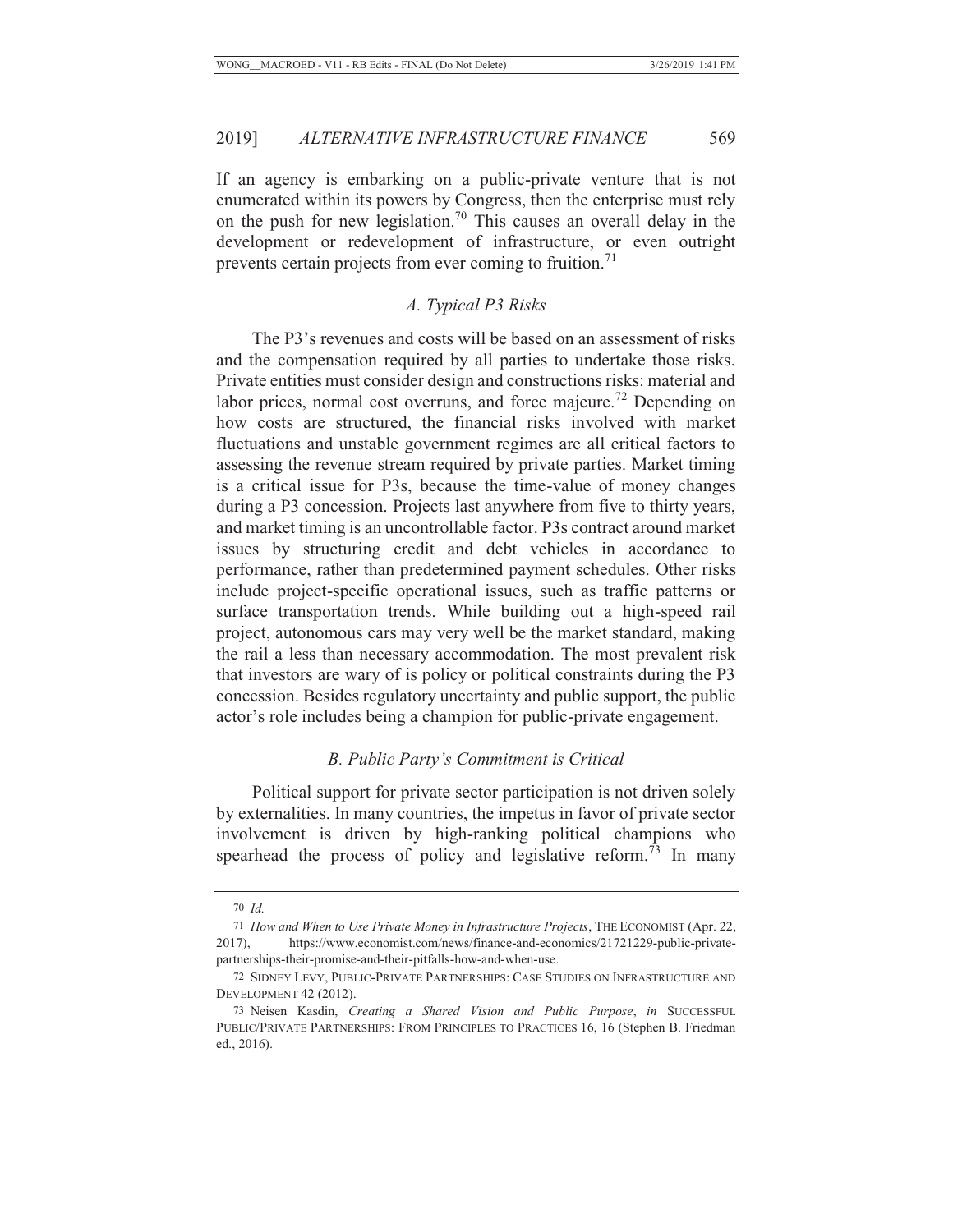If an agency is embarking on a public-private venture that is not enumerated within its powers by Congress, then the enterprise must rely on the push for new legislation.[70] This causes an overall delay in the development or redevelopment of infrastructure, or even outright prevents certain projects from ever coming to fruition.[71]

### *A. Typical P3 Risks*

The P3's revenues and costs will be based on an assessment of risks and the compensation required by all parties to undertake those risks. Private entities must consider design and constructions risks: material and labor prices, normal cost overruns, and force majeure.[72] Depending on how costs are structured, the financial risks involved with market fluctuations and unstable government regimes are all critical factors to assessing the revenue stream required by private parties. Market timing is a critical issue for P3s, because the time-value of money changes during a P3 concession. Projects last anywhere from five to thirty years, and market timing is an uncontrollable factor. P3s contract around market issues by structuring credit and debt vehicles in accordance to performance, rather than predetermined payment schedules. Other risks include project-specific operational issues, such as traffic patterns or surface transportation trends. While building out a high-speed rail project, autonomous cars may very well be the market standard, making the rail a less than necessary accommodation. The most prevalent risk that investors are wary of is policy or political constraints during the P3 concession. Besides regulatory uncertainty and public support, the public actor's role includes being a champion for public-private engagement.

### *B. Public Party's Commitment is Critical*

Political support for private sector participation is not driven solely by externalities. In many countries, the impetus in favor of private sector involvement is driven by high-ranking political champions who spearhead the process of policy and legislative reform.[73] In many

---

70 *Id.*

71 *How and When to Use Private Money in Infrastructure Projects*, THE ECONOMIST (Apr. 22, 2017), https://www.economist.com/news/finance-and-economics/21721229-public-private-partnerships-their-promise-and-their-pitfalls-how-and-when-use.

72 SIDNEY LEVY, PUBLIC-PRIVATE PARTNERSHIPS: CASE STUDIES ON INFRASTRUCTURE AND DEVELOPMENT 42 (2012).

73 Neisen Kasdin, *Creating a Shared Vision and Public Purpose*, *in* SUCCESSFUL PUBLIC/PRIVATE PARTNERSHIPS: FROM PRINCIPLES TO PRACTICES 16, 16 (Stephen B. Friedman ed., 2016).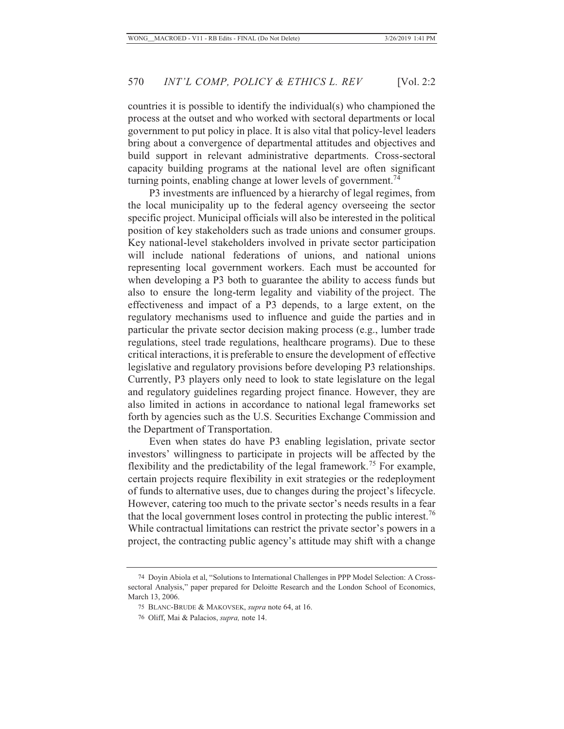countries it is possible to identify the individual(s) who championed the process at the outset and who worked with sectoral departments or local government to put policy in place. It is also vital that policy-level leaders bring about a convergence of departmental attitudes and objectives and build support in relevant administrative departments. Cross-sectoral capacity building programs at the national level are often significant turning points, enabling change at lower levels of government.[74]

P3 investments are influenced by a hierarchy of legal regimes, from the local municipality up to the federal agency overseeing the sector specific project. Municipal officials will also be interested in the political position of key stakeholders such as trade unions and consumer groups. Key national-level stakeholders involved in private sector participation will include national federations of unions, and national unions representing local government workers. Each must be accounted for when developing a P3 both to guarantee the ability to access funds but also to ensure the long-term legality and viability of the project. The effectiveness and impact of a P3 depends, to a large extent, on the regulatory mechanisms used to influence and guide the parties and in particular the private sector decision making process (e.g., lumber trade regulations, steel trade regulations, healthcare programs). Due to these critical interactions, it is preferable to ensure the development of effective legislative and regulatory provisions before developing P3 relationships. Currently, P3 players only need to look to state legislature on the legal and regulatory guidelines regarding project finance. However, they are also limited in actions in accordance to national legal frameworks set forth by agencies such as the U.S. Securities Exchange Commission and the Department of Transportation.

Even when states do have P3 enabling legislation, private sector investors' willingness to participate in projects will be affected by the flexibility and the predictability of the legal framework.[75] For example, certain projects require flexibility in exit strategies or the redeployment of funds to alternative uses, due to changes during the project's lifecycle. However, catering too much to the private sector's needs results in a fear that the local government loses control in protecting the public interest.[76] While contractual limitations can restrict the private sector's powers in a project, the contracting public agency's attitude may shift with a change

74 Doyin Abiola et al, "Solutions to International Challenges in PPP Model Selection: A Cross-sectoral Analysis," paper prepared for Deloitte Research and the London School of Economics, March 13, 2006.

75 BLANC-BRUDE & MAKOVSEK, *supra* note 64, at 16.

76 Oliff, Mai & Palacios, *supra,* note 14.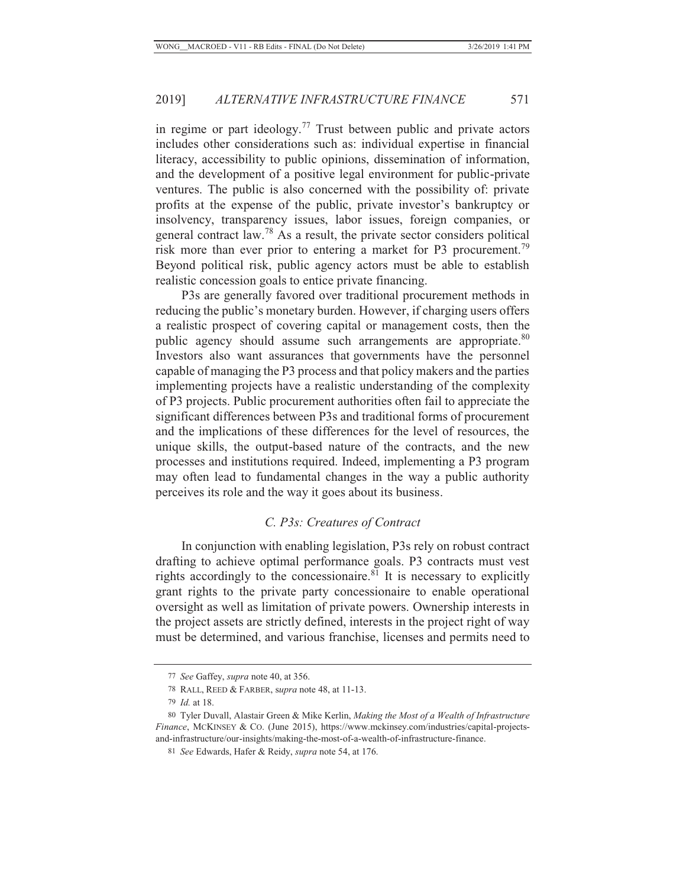in regime or part ideology.[77] Trust between public and private actors includes other considerations such as: individual expertise in financial literacy, accessibility to public opinions, dissemination of information, and the development of a positive legal environment for public-private ventures. The public is also concerned with the possibility of: private profits at the expense of the public, private investor's bankruptcy or insolvency, transparency issues, labor issues, foreign companies, or general contract law.[78] As a result, the private sector considers political risk more than ever prior to entering a market for P3 procurement.[79] Beyond political risk, public agency actors must be able to establish realistic concession goals to entice private financing.

P3s are generally favored over traditional procurement methods in reducing the public's monetary burden. However, if charging users offers a realistic prospect of covering capital or management costs, then the public agency should assume such arrangements are appropriate.[80] Investors also want assurances that governments have the personnel capable of managing the P3 process and that policy makers and the parties implementing projects have a realistic understanding of the complexity of P3 projects. Public procurement authorities often fail to appreciate the significant differences between P3s and traditional forms of procurement and the implications of these differences for the level of resources, the unique skills, the output-based nature of the contracts, and the new processes and institutions required. Indeed, implementing a P3 program may often lead to fundamental changes in the way a public authority perceives its role and the way it goes about its business.

### *C. P3s: Creatures of Contract*

In conjunction with enabling legislation, P3s rely on robust contract drafting to achieve optimal performance goals. P3 contracts must vest rights accordingly to the concessionaire.[81] It is necessary to explicitly grant rights to the private party concessionaire to enable operational oversight as well as limitation of private powers. Ownership interests in the project assets are strictly defined, interests in the project right of way must be determined, and various franchise, licenses and permits need to

---

77 *See* Gaffey, *supra* note 40, at 356.

78 RALL, REED & FARBER, *supra* note 48, at 11-13.

79 *Id.* at 18.

80 Tyler Duvall, Alastair Green & Mike Kerlin, *Making the Most of a Wealth of Infrastructure Finance*, MCKINSEY & CO. (June 2015), https://www.mckinsey.com/industries/capital-projects-and-infrastructure/our-insights/making-the-most-of-a-wealth-of-infrastructure-finance.

81 *See* Edwards, Hafer & Reidy, *supra* note 54, at 176.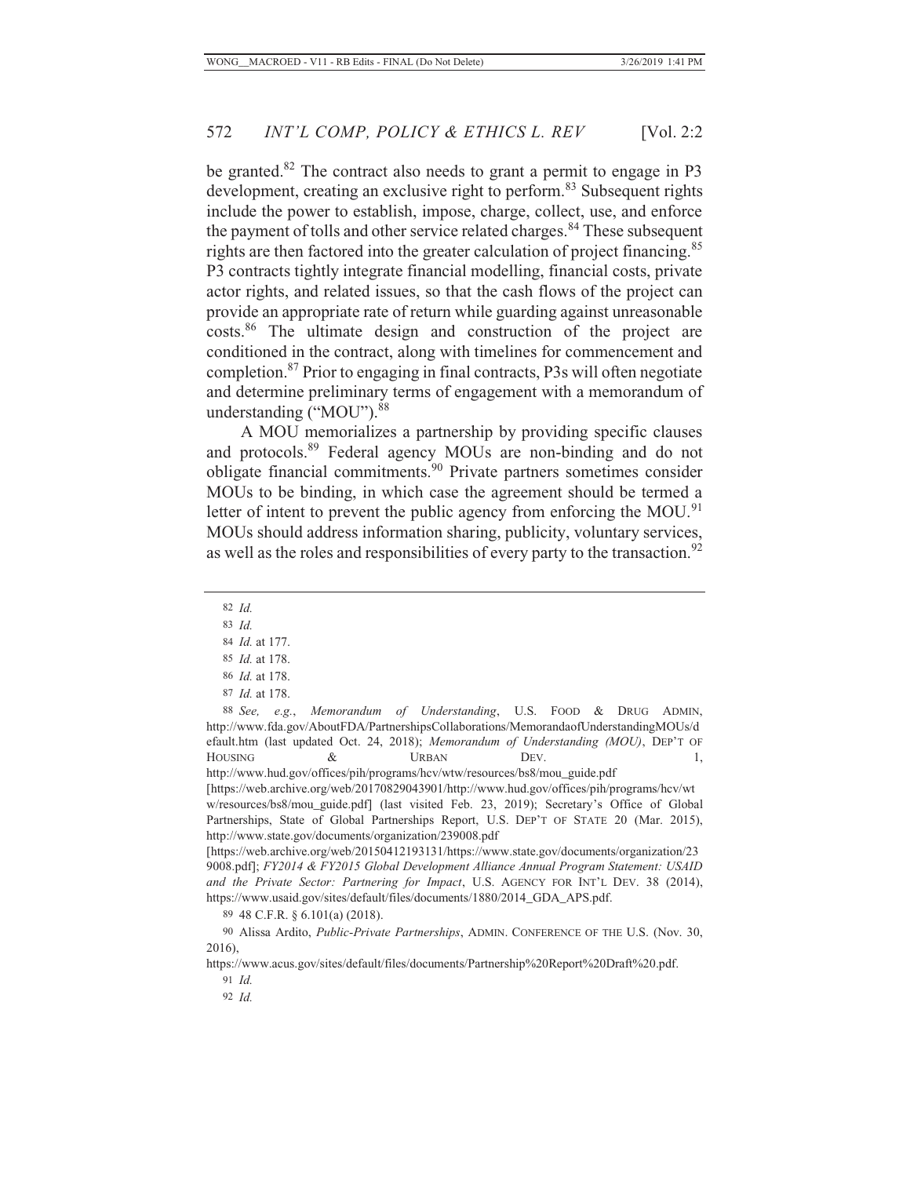be granted.[82] The contract also needs to grant a permit to engage in P3 development, creating an exclusive right to perform.[83] Subsequent rights include the power to establish, impose, charge, collect, use, and enforce the payment of tolls and other service related charges.[84] These subsequent rights are then factored into the greater calculation of project financing.[85] P3 contracts tightly integrate financial modelling, financial costs, private actor rights, and related issues, so that the cash flows of the project can provide an appropriate rate of return while guarding against unreasonable costs.[86] The ultimate design and construction of the project are conditioned in the contract, along with timelines for commencement and completion.[87] Prior to engaging in final contracts, P3s will often negotiate and determine preliminary terms of engagement with a memorandum of understanding ("MOU").[88]

A MOU memorializes a partnership by providing specific clauses and protocols.[89] Federal agency MOUs are non-binding and do not obligate financial commitments.[90] Private partners sometimes consider MOUs to be binding, in which case the agreement should be termed a letter of intent to prevent the public agency from enforcing the MOU.[91] MOUs should address information sharing, publicity, voluntary services, as well as the roles and responsibilities of every party to the transaction.[92]

---

82 *Id.*

83 *Id.*

84 *Id.* at 177.

85 *Id.* at 178.

86 *Id.* at 178.

87 *Id.* at 178.

88 *See, e.g.*, *Memorandum of Understanding*, U.S. FOOD & DRUG ADMIN, http://www.fda.gov/AboutFDA/PartnershipsCollaborations/MemorandaofUnderstandingMOUs/default.htm (last updated Oct. 24, 2018); *Memorandum of Understanding (MOU)*, DEP'T OF HOUSING & URBAN DEV. 1, http://www.hud.gov/offices/pih/programs/hcv/wtw/resources/bs8/mou_guide.pdf [https://web.archive.org/web/20170829043901/http://www.hud.gov/offices/pih/programs/hcv/wtw/resources/bs8/mou_guide.pdf] (last visited Feb. 23, 2019); Secretary's Office of Global Partnerships, State of Global Partnerships Report, U.S. DEP'T OF STATE 20 (Mar. 2015), http://www.state.gov/documents/organization/239008.pdf [https://web.archive.org/web/20150412193131/https://www.state.gov/documents/organization/239008.pdf]; *FY2014 & FY2015 Global Development Alliance Annual Program Statement: USAID and the Private Sector: Partnering for Impact*, U.S. AGENCY FOR INT'L DEV. 38 (2014), https://www.usaid.gov/sites/default/files/documents/1880/2014_GDA_APS.pdf.

89 48 C.F.R. § 6.101(a) (2018).

90 Alissa Ardito, *Public-Private Partnerships*, ADMIN. CONFERENCE OF THE U.S. (Nov. 30, 2016), https://www.acus.gov/sites/default/files/documents/Partnership%20Report%20Draft%20.pdf.

91 *Id.*

92 *Id.*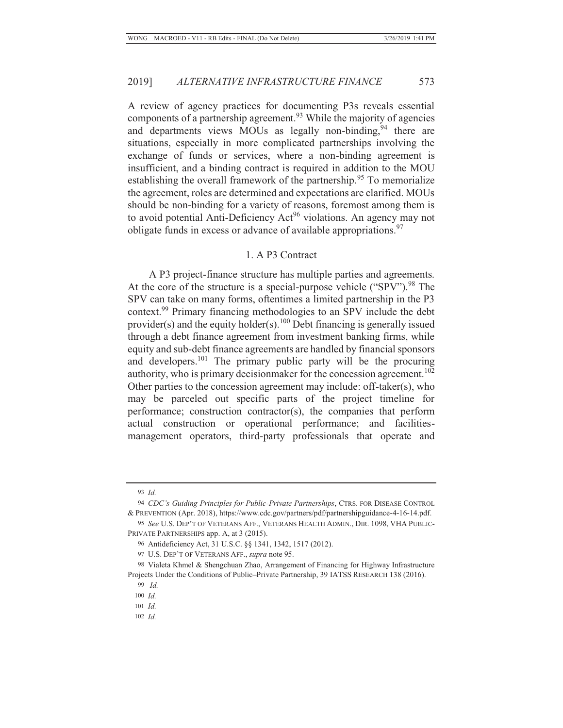A review of agency practices for documenting P3s reveals essential components of a partnership agreement.[93] While the majority of agencies and departments views MOUs as legally non-binding,[94] there are situations, especially in more complicated partnerships involving the exchange of funds or services, where a non-binding agreement is insufficient, and a binding contract is required in addition to the MOU establishing the overall framework of the partnership.[95] To memorialize the agreement, roles are determined and expectations are clarified. MOUs should be non-binding for a variety of reasons, foremost among them is to avoid potential Anti-Deficiency Act[96] violations. An agency may not obligate funds in excess or advance of available appropriations.[97]

### 1. A P3 Contract

A P3 project-finance structure has multiple parties and agreements. At the core of the structure is a special-purpose vehicle ("SPV").[98] The SPV can take on many forms, oftentimes a limited partnership in the P3 context.[99] Primary financing methodologies to an SPV include the debt provider(s) and the equity holder(s).[100] Debt financing is generally issued through a debt finance agreement from investment banking firms, while equity and sub-debt finance agreements are handled by financial sponsors and developers.[101] The primary public party will be the procuring authority, who is primary decisionmaker for the concession agreement.[102] Other parties to the concession agreement may include: off-taker(s), who may be parceled out specific parts of the project timeline for performance; construction contractor(s), the companies that perform actual construction or operational performance; and facilities-management operators, third-party professionals that operate and

---

93 *Id.*

94 *CDC's Guiding Principles for Public-Private Partnerships*, CTRS. FOR DISEASE CONTROL & PREVENTION (Apr. 2018), https://www.cdc.gov/partners/pdf/partnershipguidance-4-16-14.pdf.

95 *See* U.S. DEP'T OF VETERANS AFF., VETERANS HEALTH ADMIN., DIR. 1098, VHA PUBLIC-PRIVATE PARTNERSHIPS app. A, at 3 (2015).

96 Antideficiency Act, 31 U.S.C. §§ 1341, 1342, 1517 (2012).

97 U.S. DEP'T OF VETERANS AFF., *supra* note 95.

98 Vialeta Khmel & Shengchuan Zhao, Arrangement of Financing for Highway Infrastructure Projects Under the Conditions of Public–Private Partnership, 39 IATSS RESEARCH 138 (2016).

99 *Id.*

100 *Id.*

101 *Id.*

102 *Id.*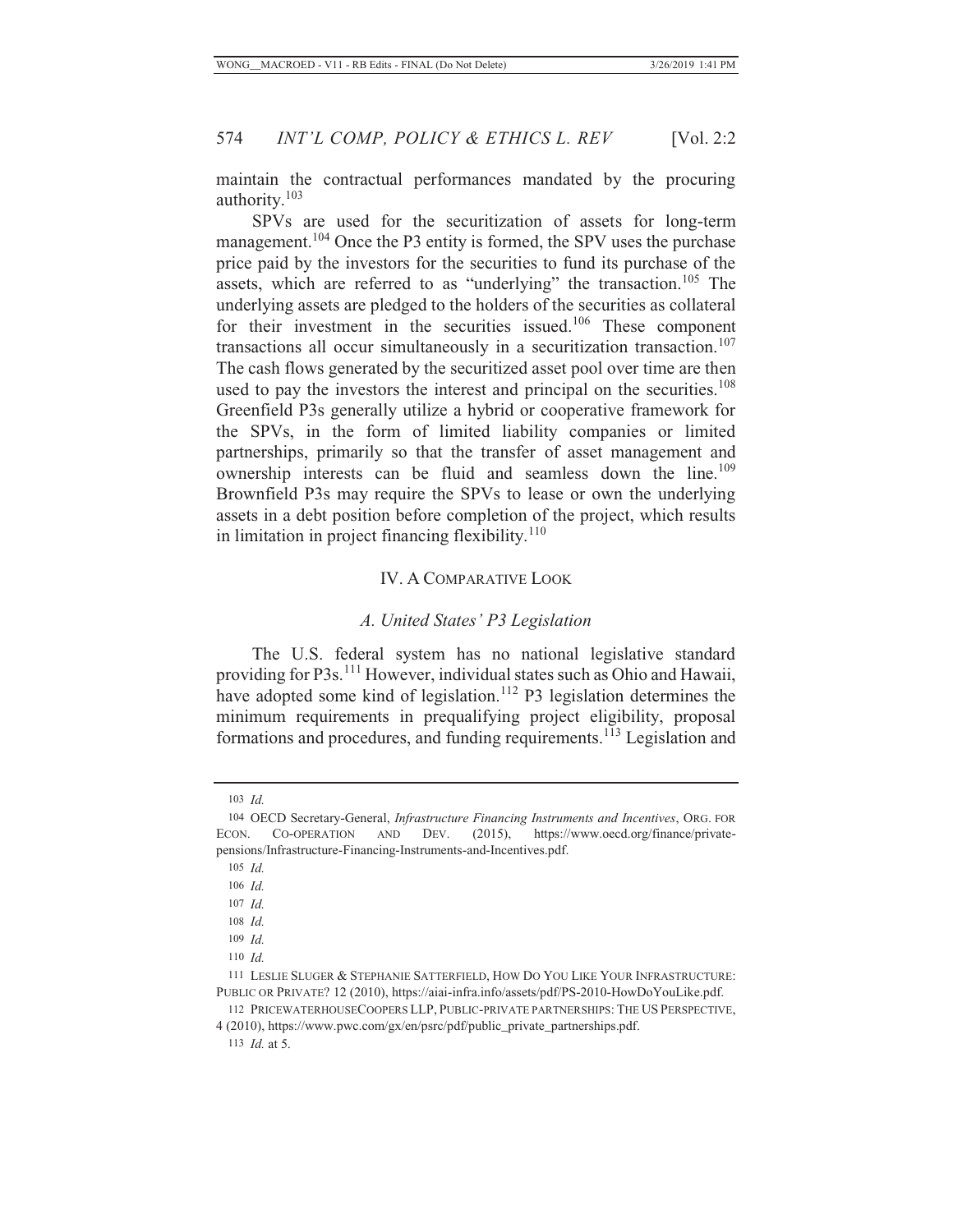maintain the contractual performances mandated by the procuring authority.[103]

SPVs are used for the securitization of assets for long-term management.[104] Once the P3 entity is formed, the SPV uses the purchase price paid by the investors for the securities to fund its purchase of the assets, which are referred to as "underlying" the transaction.[105] The underlying assets are pledged to the holders of the securities as collateral for their investment in the securities issued.[106] These component transactions all occur simultaneously in a securitization transaction.[107] The cash flows generated by the securitized asset pool over time are then used to pay the investors the interest and principal on the securities.[108] Greenfield P3s generally utilize a hybrid or cooperative framework for the SPVs, in the form of limited liability companies or limited partnerships, primarily so that the transfer of asset management and ownership interests can be fluid and seamless down the line.[109] Brownfield P3s may require the SPVs to lease or own the underlying assets in a debt position before completion of the project, which results in limitation in project financing flexibility.[110]

## IV. A Comparative Look

### *A. United States' P3 Legislation*

The U.S. federal system has no national legislative standard providing for P3s.[111] However, individual states such as Ohio and Hawaii, have adopted some kind of legislation.[112] P3 legislation determines the minimum requirements in prequalifying project eligibility, proposal formations and procedures, and funding requirements.[113] Legislation and

---

103 *Id.*

104 OECD Secretary-General, *Infrastructure Financing Instruments and Incentives*, ORG. FOR ECON. CO-OPERATION AND DEV. (2015), https://www.oecd.org/finance/private-pensions/Infrastructure-Financing-Instruments-and-Incentives.pdf.

105 *Id.*

106 *Id.*

107 *Id.*

108 *Id.*

109 *Id.*

110 *Id.*

111 LESLIE SLUGER & STEPHANIE SATTERFIELD, HOW DO YOU LIKE YOUR INFRASTRUCTURE: PUBLIC OR PRIVATE? 12 (2010), https://aiai-infra.info/assets/pdf/PS-2010-HowDoYouLike.pdf.

112 PRICEWATERHOUSECOOPERS LLP, PUBLIC-PRIVATE PARTNERSHIPS: THE US PERSPECTIVE, 4 (2010), https://www.pwc.com/gx/en/psrc/pdf/public_private_partnerships.pdf.

113 *Id.* at 5.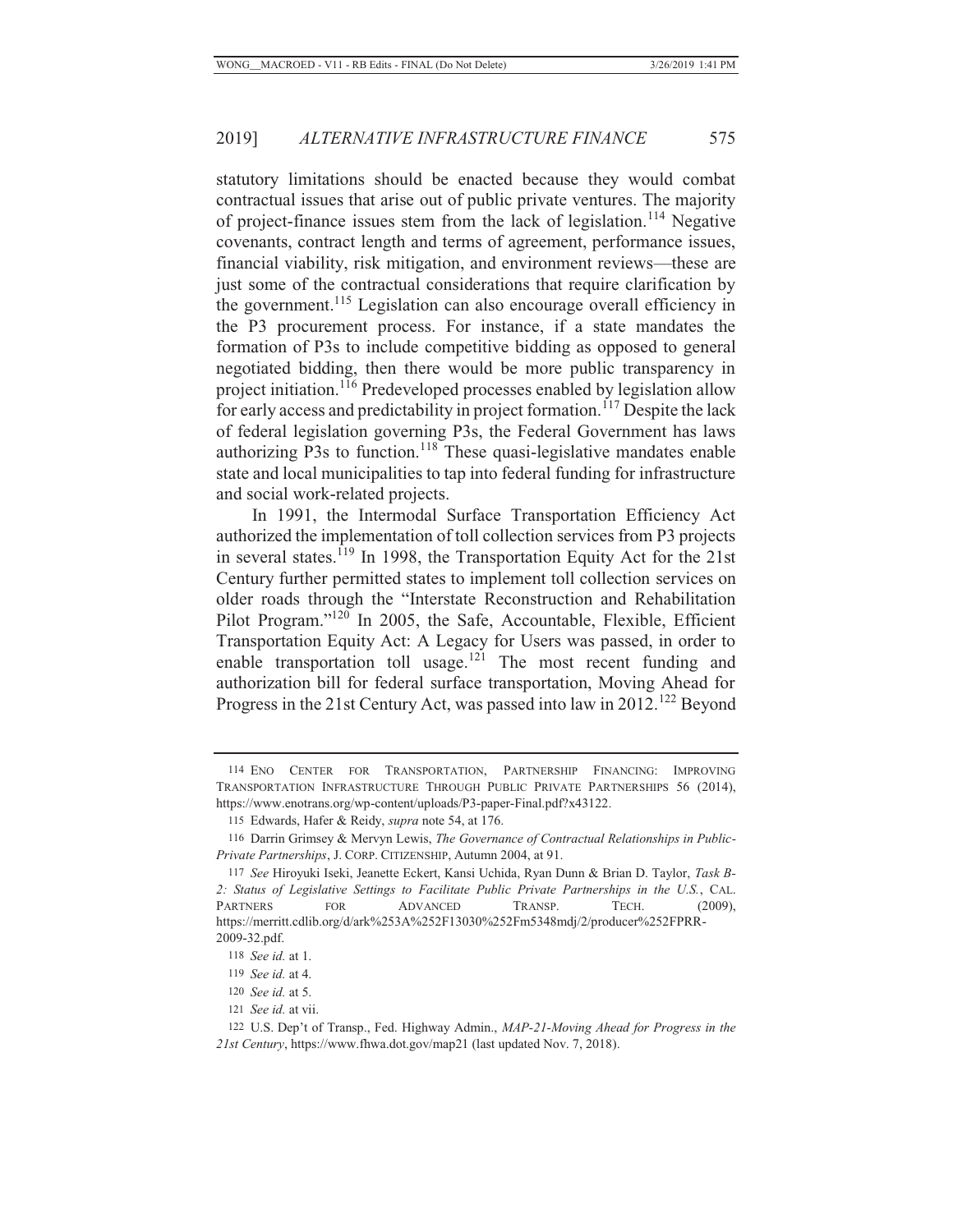statutory limitations should be enacted because they would combat contractual issues that arise out of public private ventures. The majority of project-finance issues stem from the lack of legislation.[114] Negative covenants, contract length and terms of agreement, performance issues, financial viability, risk mitigation, and environment reviews—these are just some of the contractual considerations that require clarification by the government.[115] Legislation can also encourage overall efficiency in the P3 procurement process. For instance, if a state mandates the formation of P3s to include competitive bidding as opposed to general negotiated bidding, then there would be more public transparency in project initiation.[116] Predeveloped processes enabled by legislation allow for early access and predictability in project formation.[117] Despite the lack of federal legislation governing P3s, the Federal Government has laws authorizing P3s to function.[118] These quasi-legislative mandates enable state and local municipalities to tap into federal funding for infrastructure and social work-related projects.

In 1991, the Intermodal Surface Transportation Efficiency Act authorized the implementation of toll collection services from P3 projects in several states.[119] In 1998, the Transportation Equity Act for the 21st Century further permitted states to implement toll collection services on older roads through the "Interstate Reconstruction and Rehabilitation Pilot Program."[120] In 2005, the Safe, Accountable, Flexible, Efficient Transportation Equity Act: A Legacy for Users was passed, in order to enable transportation toll usage.[121] The most recent funding and authorization bill for federal surface transportation, Moving Ahead for Progress in the 21st Century Act, was passed into law in 2012.[122] Beyond

---

114 ENO CENTER FOR TRANSPORTATION, PARTNERSHIP FINANCING: IMPROVING TRANSPORTATION INFRASTRUCTURE THROUGH PUBLIC PRIVATE PARTNERSHIPS 56 (2014), https://www.enotrans.org/wp-content/uploads/P3-paper-Final.pdf?x43122.

115 Edwards, Hafer & Reidy, *supra* note 54, at 176.

116 Darrin Grimsey & Mervyn Lewis, *The Governance of Contractual Relationships in Public-Private Partnerships*, J. CORP. CITIZENSHIP, Autumn 2004, at 91.

117 *See* Hiroyuki Iseki, Jeanette Eckert, Kansi Uchida, Ryan Dunn & Brian D. Taylor, *Task B-2: Status of Legislative Settings to Facilitate Public Private Partnerships in the U.S.*, CAL. PARTNERS FOR ADVANCED TRANSP. TECH. (2009), https://merritt.cdlib.org/d/ark%253A%252F13030%252Fm5348mdj/2/producer%252FPRR-2009-32.pdf.

118 *See id.* at 1.

119 *See id.* at 4.

120 *See id.* at 5.

121 *See id.* at vii.

122 U.S. Dep't of Transp., Fed. Highway Admin., *MAP-21-Moving Ahead for Progress in the 21st Century*, https://www.fhwa.dot.gov/map21 (last updated Nov. 7, 2018).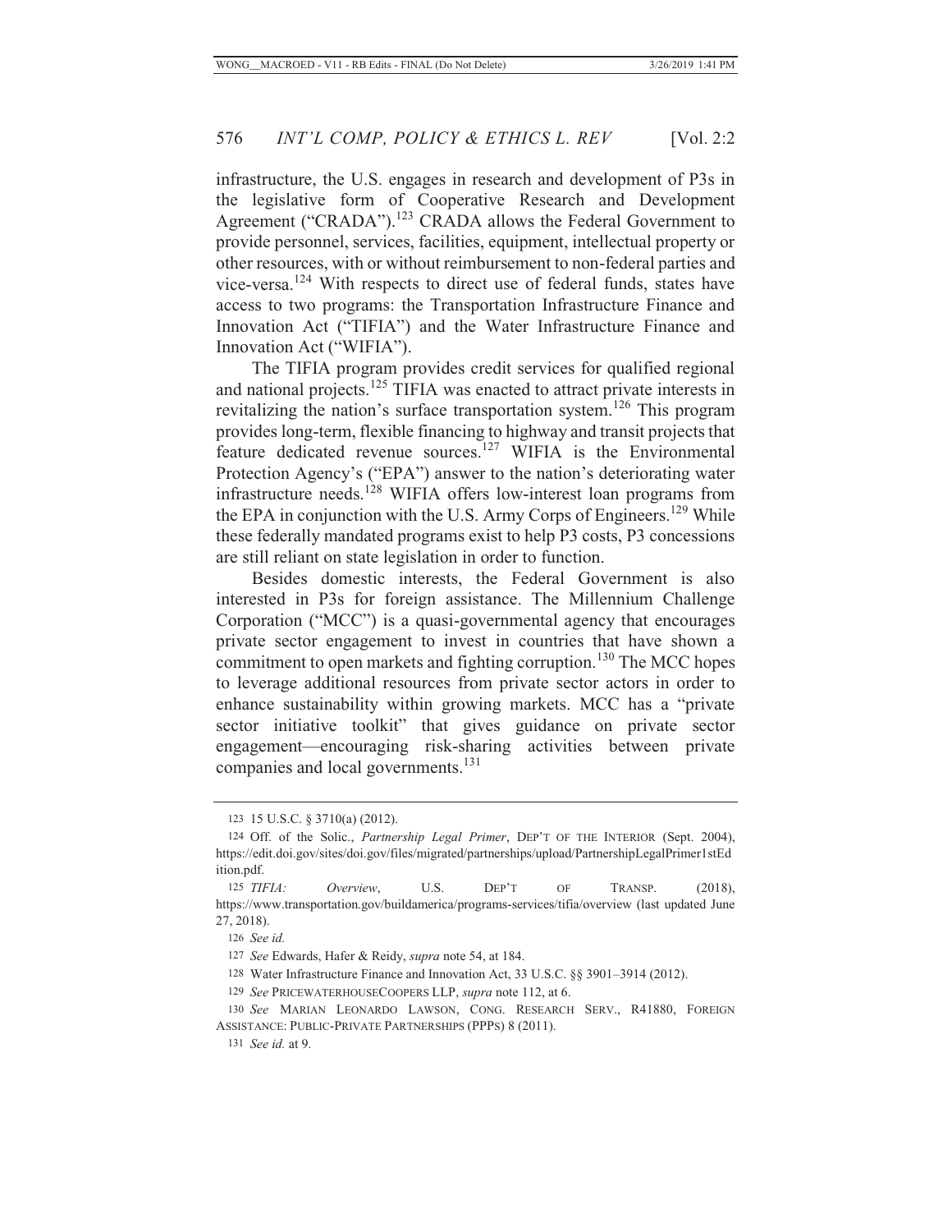infrastructure, the U.S. engages in research and development of P3s in the legislative form of Cooperative Research and Development Agreement ("CRADA").[123] CRADA allows the Federal Government to provide personnel, services, facilities, equipment, intellectual property or other resources, with or without reimbursement to non-federal parties and vice-versa.[124] With respects to direct use of federal funds, states have access to two programs: the Transportation Infrastructure Finance and Innovation Act ("TIFIA") and the Water Infrastructure Finance and Innovation Act ("WIFIA").

The TIFIA program provides credit services for qualified regional and national projects.[125] TIFIA was enacted to attract private interests in revitalizing the nation's surface transportation system.[126] This program provides long-term, flexible financing to highway and transit projects that feature dedicated revenue sources.[127] WIFIA is the Environmental Protection Agency's ("EPA") answer to the nation's deteriorating water infrastructure needs.[128] WIFIA offers low-interest loan programs from the EPA in conjunction with the U.S. Army Corps of Engineers.[129] While these federally mandated programs exist to help P3 costs, P3 concessions are still reliant on state legislation in order to function.

Besides domestic interests, the Federal Government is also interested in P3s for foreign assistance. The Millennium Challenge Corporation ("MCC") is a quasi-governmental agency that encourages private sector engagement to invest in countries that have shown a commitment to open markets and fighting corruption.[130] The MCC hopes to leverage additional resources from private sector actors in order to enhance sustainability within growing markets. MCC has a "private sector initiative toolkit" that gives guidance on private sector engagement—encouraging risk-sharing activities between private companies and local governments.[131]

---

123 15 U.S.C. § 3710(a) (2012).

124 Off. of the Solic., *Partnership Legal Primer*, DEP'T OF THE INTERIOR (Sept. 2004), https://edit.doi.gov/sites/doi.gov/files/migrated/partnerships/upload/PartnershipLegalPrimer1stEdition.pdf.

125 *TIFIA: Overview*, U.S. DEP'T OF TRANSP. (2018), https://www.transportation.gov/buildamerica/programs-services/tifia/overview (last updated June 27, 2018).

126 *See id.*

127 *See* Edwards, Hafer & Reidy, *supra* note 54, at 184.

128 Water Infrastructure Finance and Innovation Act, 33 U.S.C. §§ 3901–3914 (2012).

129 *See* PRICEWATERHOUSECOOPERS LLP, *supra* note 112, at 6.

130 *See* MARIAN LEONARDO LAWSON, CONG. RESEARCH SERV., R41880, FOREIGN ASSISTANCE: PUBLIC-PRIVATE PARTNERSHIPS (PPPS) 8 (2011).

131 *See id.* at 9.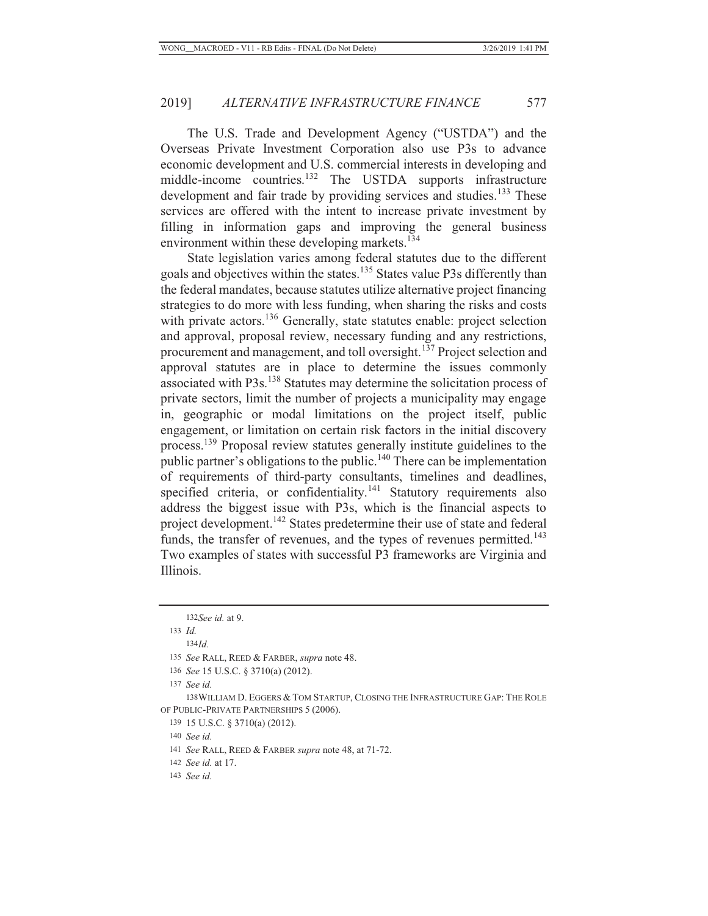The U.S. Trade and Development Agency ("USTDA") and the Overseas Private Investment Corporation also use P3s to advance economic development and U.S. commercial interests in developing and middle-income countries.[132] The USTDA supports infrastructure development and fair trade by providing services and studies.[133] These services are offered with the intent to increase private investment by filling in information gaps and improving the general business environment within these developing markets.[134]

State legislation varies among federal statutes due to the different goals and objectives within the states.[135] States value P3s differently than the federal mandates, because statutes utilize alternative project financing strategies to do more with less funding, when sharing the risks and costs with private actors.[136] Generally, state statutes enable: project selection and approval, proposal review, necessary funding and any restrictions, procurement and management, and toll oversight.[137] Project selection and approval statutes are in place to determine the issues commonly associated with P3s.[138] Statutes may determine the solicitation process of private sectors, limit the number of projects a municipality may engage in, geographic or modal limitations on the project itself, public engagement, or limitation on certain risk factors in the initial discovery process.[139] Proposal review statutes generally institute guidelines to the public partner's obligations to the public.[140] There can be implementation of requirements of third-party consultants, timelines and deadlines, specified criteria, or confidentiality.[141] Statutory requirements also address the biggest issue with P3s, which is the financial aspects to project development.[142] States predetermine their use of state and federal funds, the transfer of revenues, and the types of revenues permitted.[143] Two examples of states with successful P3 frameworks are Virginia and Illinois.

---

132 *See id.* at 9.

133 *Id.*

134 *Id.*

135 *See* RALL, REED & FARBER, *supra* note 48.

136 *See* 15 U.S.C. § 3710(a) (2012).

137 *See id.*

138 WILLIAM D. EGGERS & TOM STARTUP, CLOSING THE INFRASTRUCTURE GAP: THE ROLE OF PUBLIC-PRIVATE PARTNERSHIPS 5 (2006).

139 15 U.S.C. § 3710(a) (2012).

140 *See id.*

141 *See* RALL, REED & FARBER *supra* note 48, at 71-72.

142 *See id.* at 17.

143 *See id.*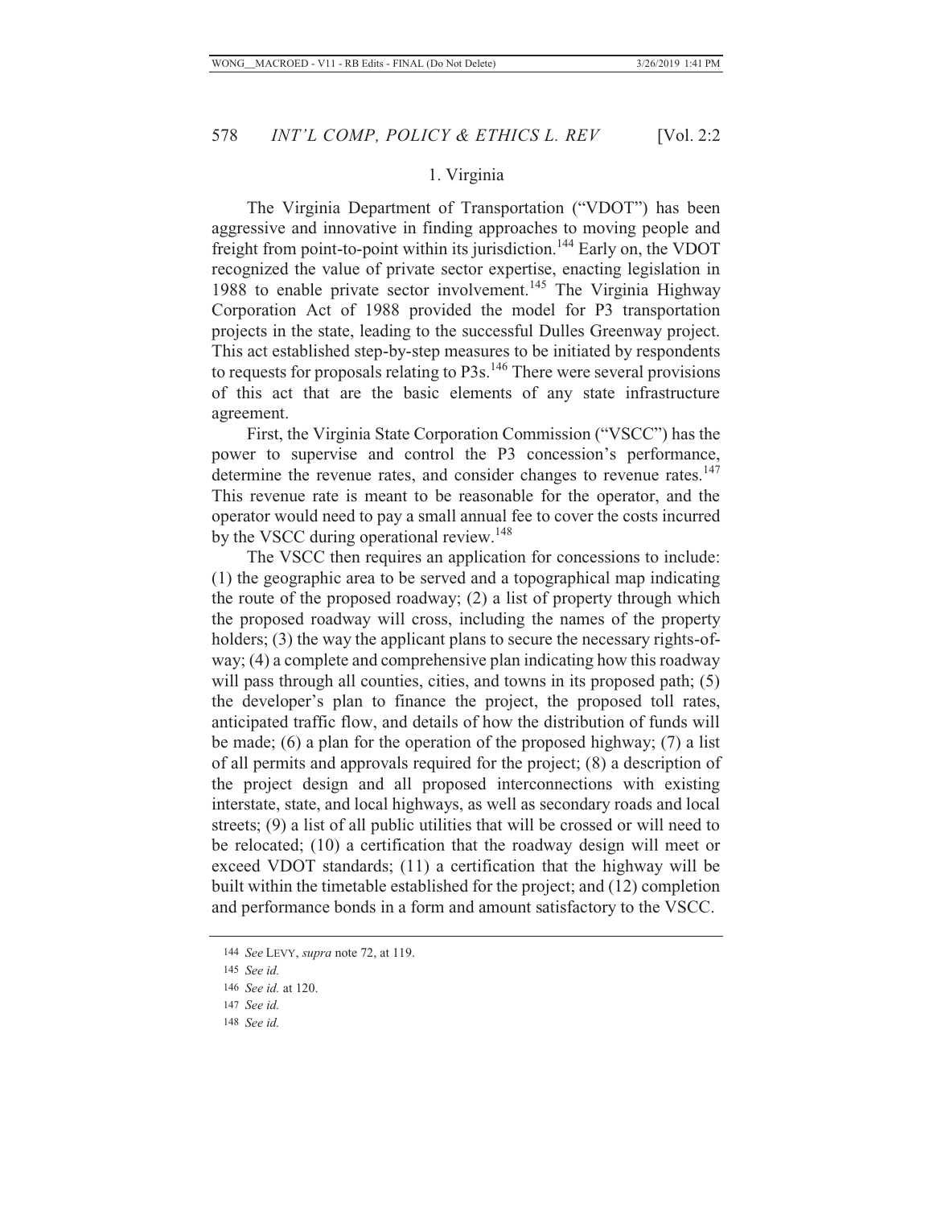### 1. Virginia

The Virginia Department of Transportation ("VDOT") has been aggressive and innovative in finding approaches to moving people and freight from point-to-point within its jurisdiction.[144] Early on, the VDOT recognized the value of private sector expertise, enacting legislation in 1988 to enable private sector involvement.[145] The Virginia Highway Corporation Act of 1988 provided the model for P3 transportation projects in the state, leading to the successful Dulles Greenway project. This act established step-by-step measures to be initiated by respondents to requests for proposals relating to P3s.[146] There were several provisions of this act that are the basic elements of any state infrastructure agreement.

First, the Virginia State Corporation Commission ("VSCC") has the power to supervise and control the P3 concession's performance, determine the revenue rates, and consider changes to revenue rates.[147] This revenue rate is meant to be reasonable for the operator, and the operator would need to pay a small annual fee to cover the costs incurred by the VSCC during operational review.[148]

The VSCC then requires an application for concessions to include: (1) the geographic area to be served and a topographical map indicating the route of the proposed roadway; (2) a list of property through which the proposed roadway will cross, including the names of the property holders; (3) the way the applicant plans to secure the necessary rights-of-way; (4) a complete and comprehensive plan indicating how this roadway will pass through all counties, cities, and towns in its proposed path; (5) the developer's plan to finance the project, the proposed toll rates, anticipated traffic flow, and details of how the distribution of funds will be made; (6) a plan for the operation of the proposed highway; (7) a list of all permits and approvals required for the project; (8) a description of the project design and all proposed interconnections with existing interstate, state, and local highways, as well as secondary roads and local streets; (9) a list of all public utilities that will be crossed or will need to be relocated; (10) a certification that the roadway design will meet or exceed VDOT standards; (11) a certification that the highway will be built within the timetable established for the project; and (12) completion and performance bonds in a form and amount satisfactory to the VSCC.

---

144 *See* LEVY, *supra* note 72, at 119.

145 *See id.*

146 *See id.* at 120.

147 *See id.*

148 *See id.*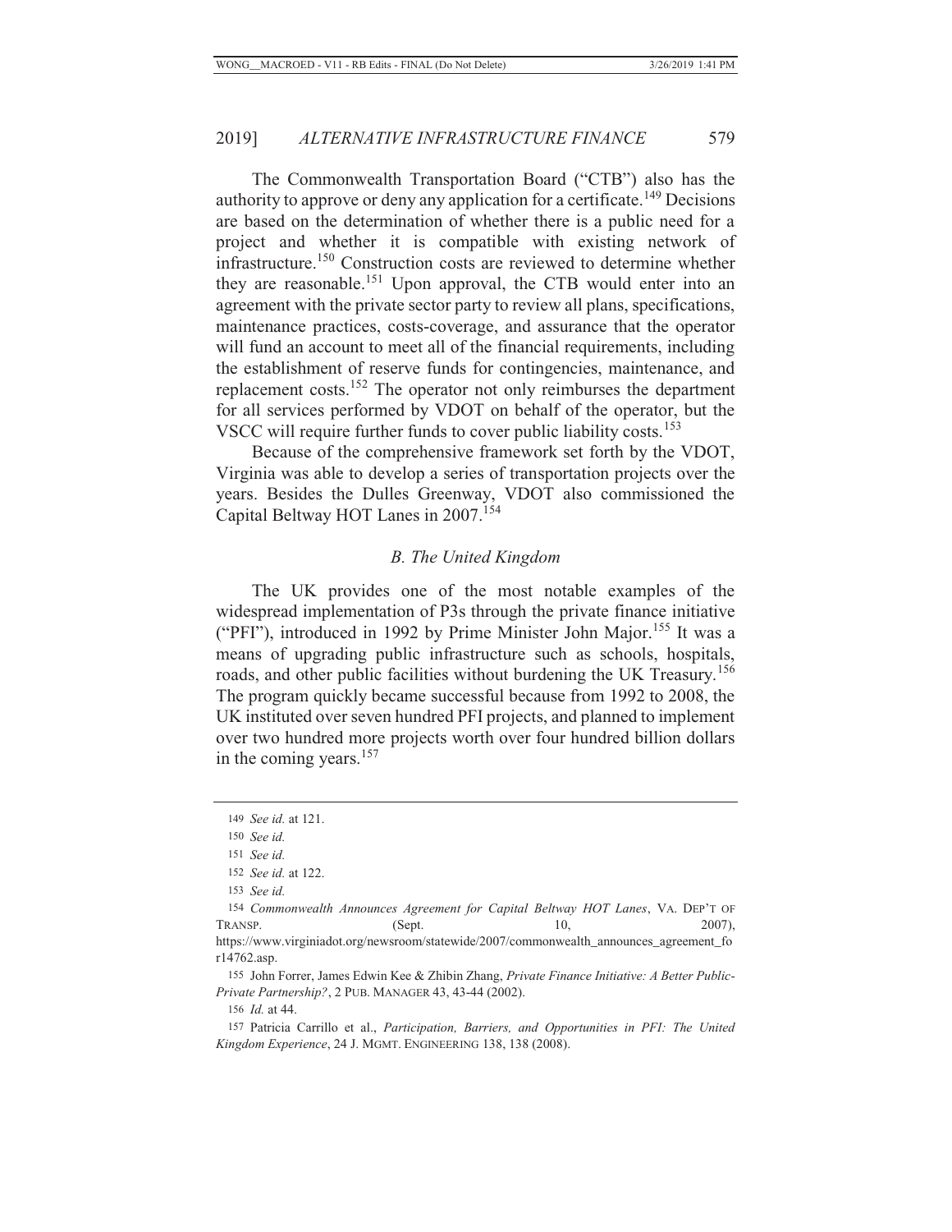The Commonwealth Transportation Board ("CTB") also has the authority to approve or deny any application for a certificate.[149] Decisions are based on the determination of whether there is a public need for a project and whether it is compatible with existing network of infrastructure.[150] Construction costs are reviewed to determine whether they are reasonable.[151] Upon approval, the CTB would enter into an agreement with the private sector party to review all plans, specifications, maintenance practices, costs-coverage, and assurance that the operator will fund an account to meet all of the financial requirements, including the establishment of reserve funds for contingencies, maintenance, and replacement costs.[152] The operator not only reimburses the department for all services performed by VDOT on behalf of the operator, but the VSCC will require further funds to cover public liability costs.[153]

Because of the comprehensive framework set forth by the VDOT, Virginia was able to develop a series of transportation projects over the years. Besides the Dulles Greenway, VDOT also commissioned the Capital Beltway HOT Lanes in 2007.[154]

### *B. The United Kingdom*

The UK provides one of the most notable examples of the widespread implementation of P3s through the private finance initiative ("PFI"), introduced in 1992 by Prime Minister John Major.[155] It was a means of upgrading public infrastructure such as schools, hospitals, roads, and other public facilities without burdening the UK Treasury.[156] The program quickly became successful because from 1992 to 2008, the UK instituted over seven hundred PFI projects, and planned to implement over two hundred more projects worth over four hundred billion dollars in the coming years.[157]

---

149 *See id.* at 121.

150 *See id.*

151 *See id.*

152 *See id.* at 122.

153 *See id.*

154 *Commonwealth Announces Agreement for Capital Beltway HOT Lanes*, VA. DEP'T OF TRANSP. (Sept. 10, 2007), https://www.virginiadot.org/newsroom/statewide/2007/commonwealth_announces_agreement_for14762.asp.

155 John Forrer, James Edwin Kee & Zhibin Zhang, *Private Finance Initiative: A Better Public-Private Partnership?*, 2 PUB. MANAGER 43, 43-44 (2002).

156 *Id.* at 44.

157 Patricia Carrillo et al., *Participation, Barriers, and Opportunities in PFI: The United Kingdom Experience*, 24 J. MGMT. ENGINEERING 138, 138 (2008).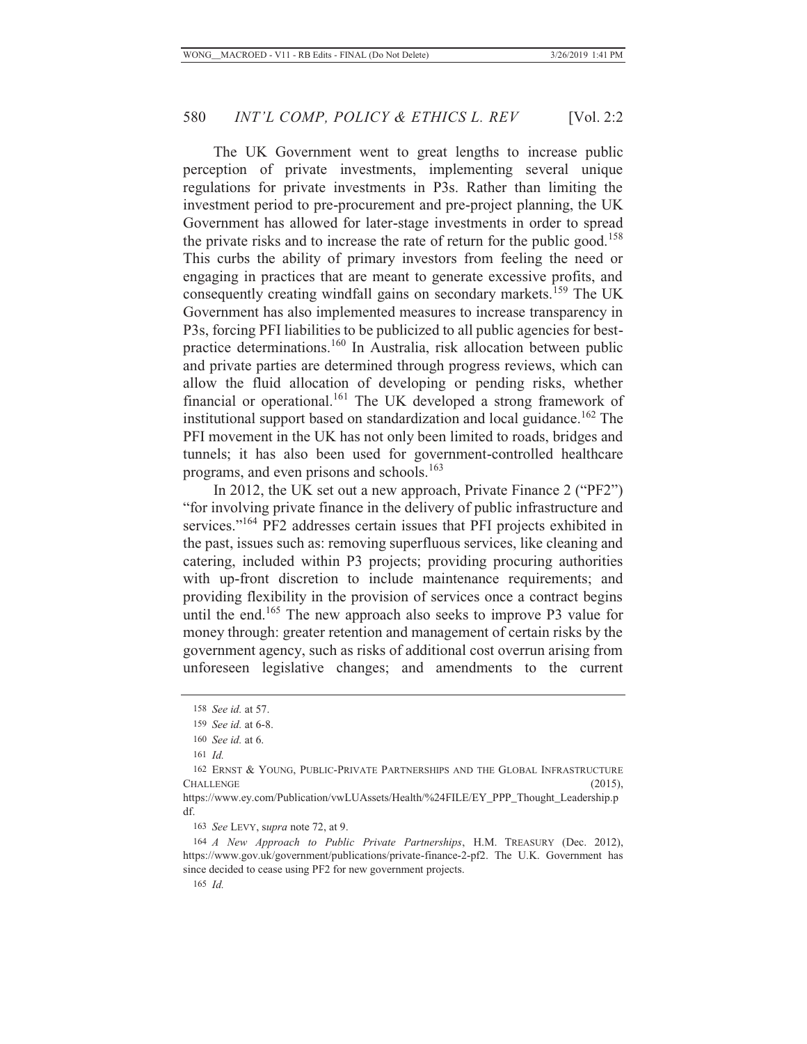The UK Government went to great lengths to increase public perception of private investments, implementing several unique regulations for private investments in P3s. Rather than limiting the investment period to pre-procurement and pre-project planning, the UK Government has allowed for later-stage investments in order to spread the private risks and to increase the rate of return for the public good.[158] This curbs the ability of primary investors from feeling the need or engaging in practices that are meant to generate excessive profits, and consequently creating windfall gains on secondary markets.[159] The UK Government has also implemented measures to increase transparency in P3s, forcing PFI liabilities to be publicized to all public agencies for best-practice determinations.[160] In Australia, risk allocation between public and private parties are determined through progress reviews, which can allow the fluid allocation of developing or pending risks, whether financial or operational.[161] The UK developed a strong framework of institutional support based on standardization and local guidance.[162] The PFI movement in the UK has not only been limited to roads, bridges and tunnels; it has also been used for government-controlled healthcare programs, and even prisons and schools.[163]

In 2012, the UK set out a new approach, Private Finance 2 ("PF2") "for involving private finance in the delivery of public infrastructure and services."[164] PF2 addresses certain issues that PFI projects exhibited in the past, issues such as: removing superfluous services, like cleaning and catering, included within P3 projects; providing procuring authorities with up-front discretion to include maintenance requirements; and providing flexibility in the provision of services once a contract begins until the end.[165] The new approach also seeks to improve P3 value for money through: greater retention and management of certain risks by the government agency, such as risks of additional cost overrun arising from unforeseen legislative changes; and amendments to the current

---

158 *See id.* at 57.

159 *See id.* at 6-8.

160 *See id.* at 6.

161 *Id.*

162 ERNST & YOUNG, PUBLIC-PRIVATE PARTNERSHIPS AND THE GLOBAL INFRASTRUCTURE CHALLENGE (2015), https://www.ey.com/Publication/vwLUAssets/Health/%24FILE/EY_PPP_Thought_Leadership.pdf.

163 *See* LEVY, s*upra* note 72, at 9.

164 *A New Approach to Public Private Partnerships*, H.M. TREASURY (Dec. 2012), https://www.gov.uk/government/publications/private-finance-2-pf2. The U.K. Government has since decided to cease using PF2 for new government projects.

165 *Id.*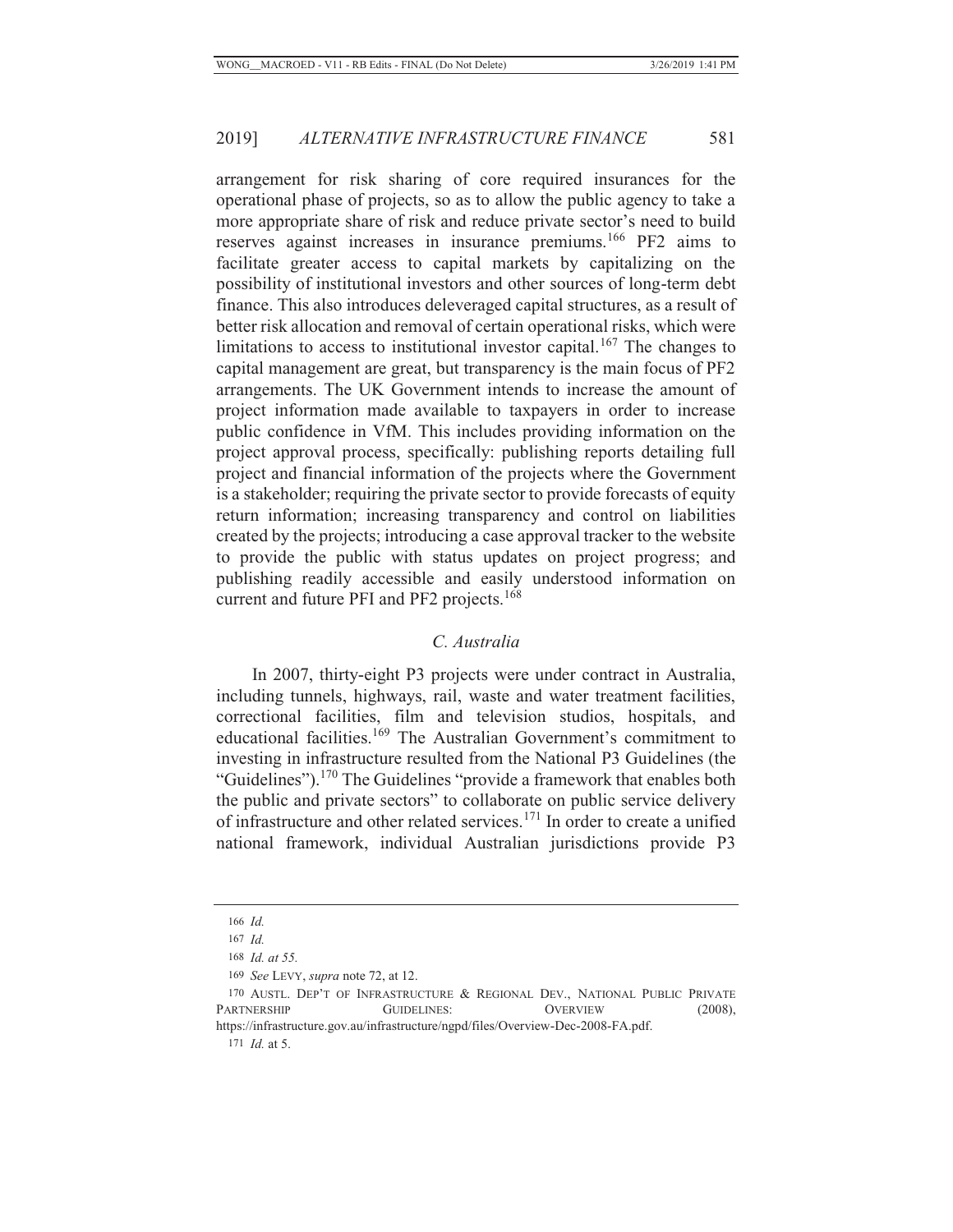arrangement for risk sharing of core required insurances for the operational phase of projects, so as to allow the public agency to take a more appropriate share of risk and reduce private sector's need to build reserves against increases in insurance premiums.[166] PF2 aims to facilitate greater access to capital markets by capitalizing on the possibility of institutional investors and other sources of long-term debt finance. This also introduces deleveraged capital structures, as a result of better risk allocation and removal of certain operational risks, which were limitations to access to institutional investor capital.[167] The changes to capital management are great, but transparency is the main focus of PF2 arrangements. The UK Government intends to increase the amount of project information made available to taxpayers in order to increase public confidence in VfM. This includes providing information on the project approval process, specifically: publishing reports detailing full project and financial information of the projects where the Government is a stakeholder; requiring the private sector to provide forecasts of equity return information; increasing transparency and control on liabilities created by the projects; introducing a case approval tracker to the website to provide the public with status updates on project progress; and publishing readily accessible and easily understood information on current and future PFI and PF2 projects.[168]

### *C. Australia*

In 2007, thirty-eight P3 projects were under contract in Australia, including tunnels, highways, rail, waste and water treatment facilities, correctional facilities, film and television studios, hospitals, and educational facilities.[169] The Australian Government's commitment to investing in infrastructure resulted from the National P3 Guidelines (the "Guidelines").[170] The Guidelines "provide a framework that enables both the public and private sectors" to collaborate on public service delivery of infrastructure and other related services.[171] In order to create a unified national framework, individual Australian jurisdictions provide P3

---

166 *Id.*

167 *Id.*

168 *Id. at 55.*

169 *See* LEVY, *supra* note 72, at 12.

170 AUSTL. DEP'T OF INFRASTRUCTURE & REGIONAL DEV., NATIONAL PUBLIC PRIVATE PARTNERSHIP GUIDELINES: OVERVIEW (2008), https://infrastructure.gov.au/infrastructure/ngpd/files/Overview-Dec-2008-FA.pdf.

171 *Id.* at 5.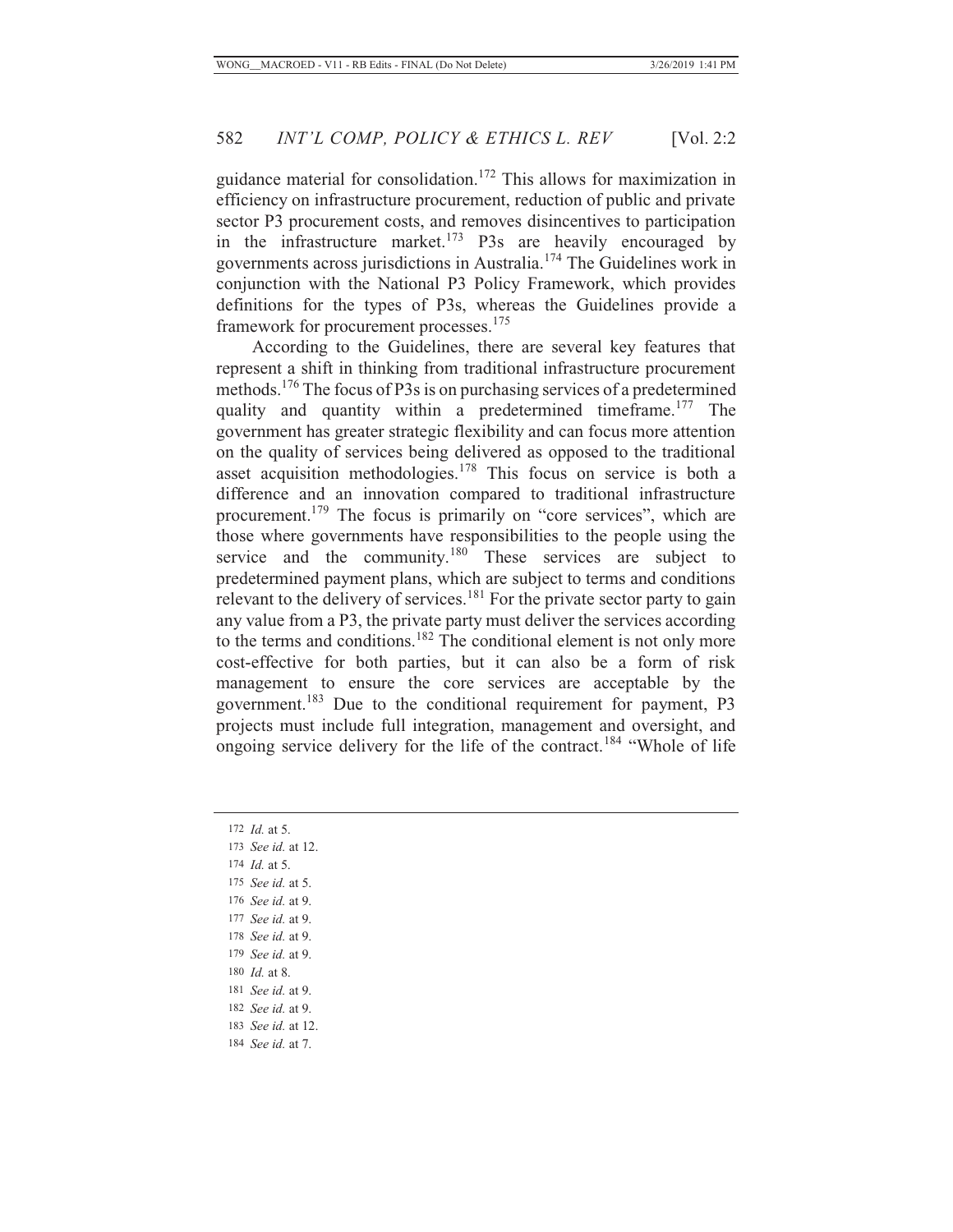guidance material for consolidation.[172] This allows for maximization in efficiency on infrastructure procurement, reduction of public and private sector P3 procurement costs, and removes disincentives to participation in the infrastructure market.[173] P3s are heavily encouraged by governments across jurisdictions in Australia.[174] The Guidelines work in conjunction with the National P3 Policy Framework, which provides definitions for the types of P3s, whereas the Guidelines provide a framework for procurement processes.[175]

According to the Guidelines, there are several key features that represent a shift in thinking from traditional infrastructure procurement methods.[176] The focus of P3s is on purchasing services of a predetermined quality and quantity within a predetermined timeframe.[177] The government has greater strategic flexibility and can focus more attention on the quality of services being delivered as opposed to the traditional asset acquisition methodologies.[178] This focus on service is both a difference and an innovation compared to traditional infrastructure procurement.[179] The focus is primarily on "core services", which are those where governments have responsibilities to the people using the service and the community.[180] These services are subject to predetermined payment plans, which are subject to terms and conditions relevant to the delivery of services.[181] For the private sector party to gain any value from a P3, the private party must deliver the services according to the terms and conditions.[182] The conditional element is not only more cost-effective for both parties, but it can also be a form of risk management to ensure the core services are acceptable by the government.[183] Due to the conditional requirement for payment, P3 projects must include full integration, management and oversight, and ongoing service delivery for the life of the contract.[184] "Whole of life

172 *Id.* at 5.
173 *See id.* at 12.
174 *Id.* at 5.
175 *See id.* at 5.
176 *See id.* at 9.
177 *See id.* at 9.
178 *See id.* at 9.
179 *See id.* at 9.
180 *Id.* at 8.
181 *See id.* at 9.
182 *See id.* at 9.
183 *See id.* at 12.
184 *See id.* at 7.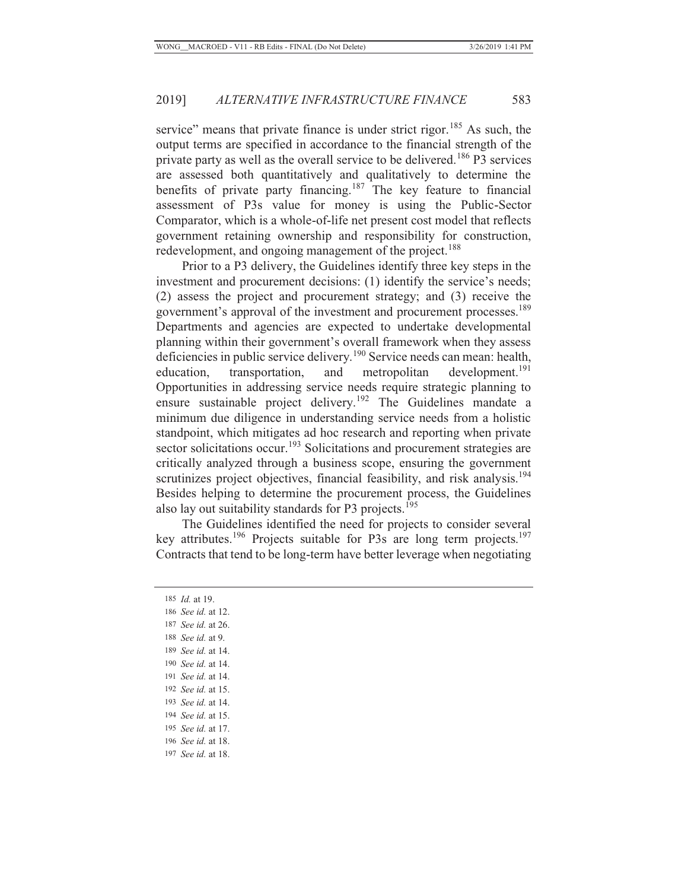service" means that private finance is under strict rigor.[185] As such, the output terms are specified in accordance to the financial strength of the private party as well as the overall service to be delivered.[186] P3 services are assessed both quantitatively and qualitatively to determine the benefits of private party financing.[187] The key feature to financial assessment of P3s value for money is using the Public-Sector Comparator, which is a whole-of-life net present cost model that reflects government retaining ownership and responsibility for construction, redevelopment, and ongoing management of the project.[188]

Prior to a P3 delivery, the Guidelines identify three key steps in the investment and procurement decisions: (1) identify the service's needs; (2) assess the project and procurement strategy; and (3) receive the government's approval of the investment and procurement processes.[189] Departments and agencies are expected to undertake developmental planning within their government's overall framework when they assess deficiencies in public service delivery.[190] Service needs can mean: health, education, transportation, and metropolitan development.[191] Opportunities in addressing service needs require strategic planning to ensure sustainable project delivery.[192] The Guidelines mandate a minimum due diligence in understanding service needs from a holistic standpoint, which mitigates ad hoc research and reporting when private sector solicitations occur.[193] Solicitations and procurement strategies are critically analyzed through a business scope, ensuring the government scrutinizes project objectives, financial feasibility, and risk analysis.[194] Besides helping to determine the procurement process, the Guidelines also lay out suitability standards for P3 projects.[195]

The Guidelines identified the need for projects to consider several key attributes.[196] Projects suitable for P3s are long term projects.[197] Contracts that tend to be long-term have better leverage when negotiating

---

185 *Id.* at 19.
186 *See id.* at 12.
187 *See id.* at 26.
188 *See id.* at 9.
189 *See id.* at 14.
190 *See id.* at 14.
191 *See id.* at 14.
192 *See id.* at 15.
193 *See id.* at 14.
194 *See id.* at 15.
195 *See id.* at 17.
196 *See id.* at 18.
197 *See id.* at 18.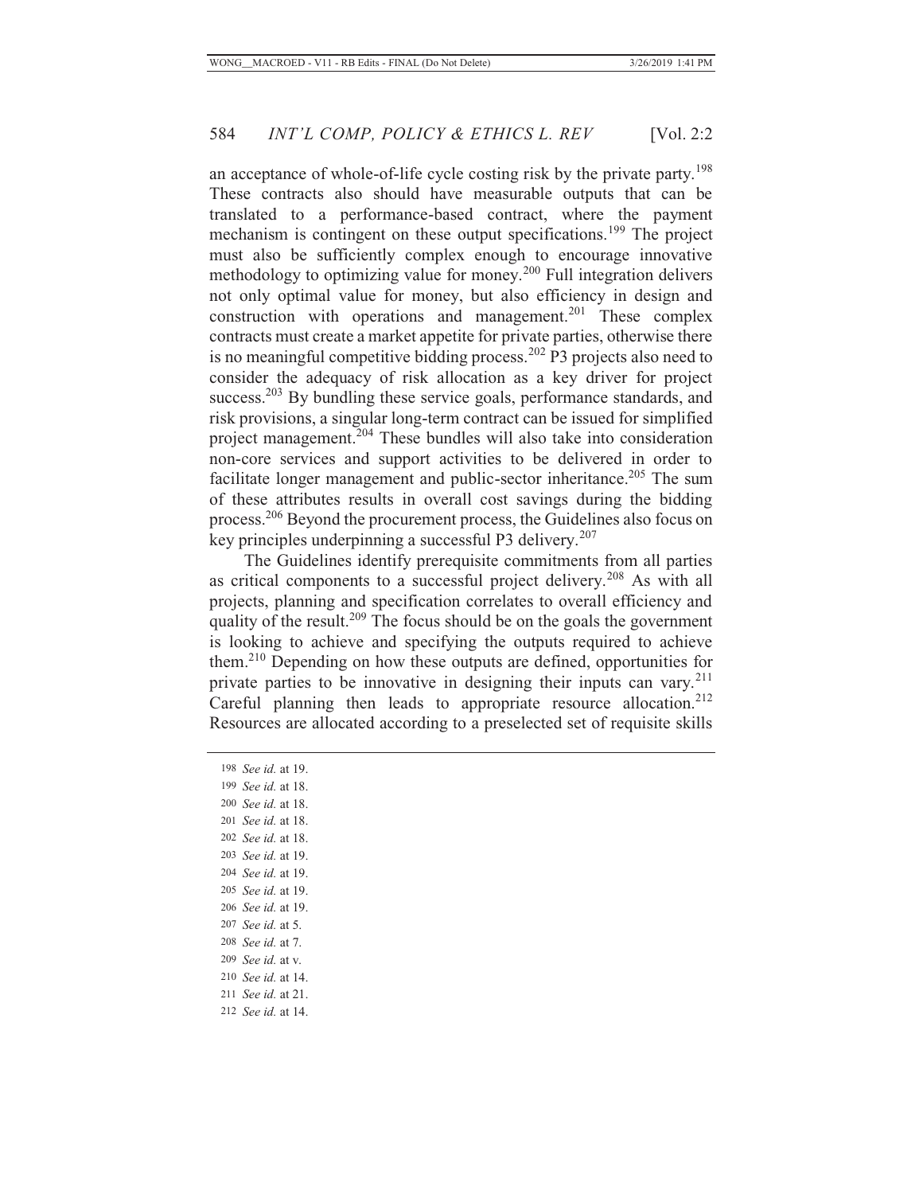an acceptance of whole-of-life cycle costing risk by the private party.[198] These contracts also should have measurable outputs that can be translated to a performance-based contract, where the payment mechanism is contingent on these output specifications.[199] The project must also be sufficiently complex enough to encourage innovative methodology to optimizing value for money.[200] Full integration delivers not only optimal value for money, but also efficiency in design and construction with operations and management.[201] These complex contracts must create a market appetite for private parties, otherwise there is no meaningful competitive bidding process.[202] P3 projects also need to consider the adequacy of risk allocation as a key driver for project success.[203] By bundling these service goals, performance standards, and risk provisions, a singular long-term contract can be issued for simplified project management.[204] These bundles will also take into consideration non-core services and support activities to be delivered in order to facilitate longer management and public-sector inheritance.[205] The sum of these attributes results in overall cost savings during the bidding process.[206] Beyond the procurement process, the Guidelines also focus on key principles underpinning a successful P3 delivery.[207]

The Guidelines identify prerequisite commitments from all parties as critical components to a successful project delivery.[208] As with all projects, planning and specification correlates to overall efficiency and quality of the result.[209] The focus should be on the goals the government is looking to achieve and specifying the outputs required to achieve them.[210] Depending on how these outputs are defined, opportunities for private parties to be innovative in designing their inputs can vary.[211] Careful planning then leads to appropriate resource allocation.[212] Resources are allocated according to a preselected set of requisite skills

---

198 *See id.* at 19.
199 *See id.* at 18.
200 *See id.* at 18.
201 *See id.* at 18.
202 *See id.* at 18.
203 *See id.* at 19.
204 *See id.* at 19.
205 *See id.* at 19.
206 *See id.* at 19.
207 *See id.* at 5.
208 *See id.* at 7.
209 *See id.* at v.
210 *See id.* at 14.
211 *See id.* at 21.
212 *See id.* at 14.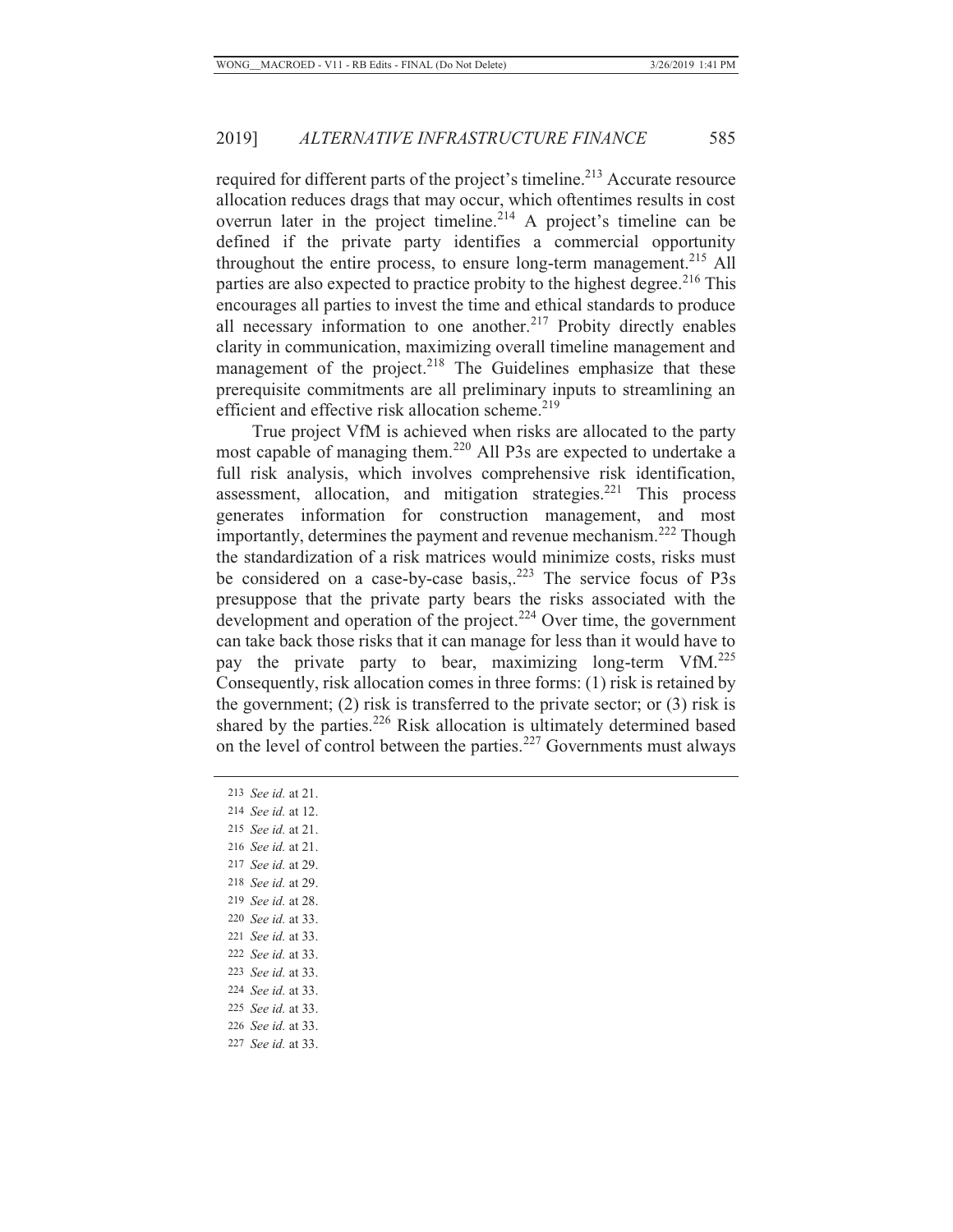required for different parts of the project's timeline.[213] Accurate resource allocation reduces drags that may occur, which oftentimes results in cost overrun later in the project timeline.[214] A project's timeline can be defined if the private party identifies a commercial opportunity throughout the entire process, to ensure long-term management.[215] All parties are also expected to practice probity to the highest degree.[216] This encourages all parties to invest the time and ethical standards to produce all necessary information to one another.[217] Probity directly enables clarity in communication, maximizing overall timeline management and management of the project.[218] The Guidelines emphasize that these prerequisite commitments are all preliminary inputs to streamlining an efficient and effective risk allocation scheme.[219]

True project VfM is achieved when risks are allocated to the party most capable of managing them.[220] All P3s are expected to undertake a full risk analysis, which involves comprehensive risk identification, assessment, allocation, and mitigation strategies.[221] This process generates information for construction management, and most importantly, determines the payment and revenue mechanism.[222] Though the standardization of a risk matrices would minimize costs, risks must be considered on a case-by-case basis,.[223] The service focus of P3s presuppose that the private party bears the risks associated with the development and operation of the project.[224] Over time, the government can take back those risks that it can manage for less than it would have to pay the private party to bear, maximizing long-term VfM.[225] Consequently, risk allocation comes in three forms: (1) risk is retained by the government; (2) risk is transferred to the private sector; or (3) risk is shared by the parties.[226] Risk allocation is ultimately determined based on the level of control between the parties.[227] Governments must always

---

213 *See id.* at 21.
214 *See id.* at 12.
215 *See id.* at 21.
216 *See id.* at 21.
217 *See id.* at 29.
218 *See id.* at 29.
219 *See id.* at 28.
220 *See id.* at 33.
221 *See id.* at 33.
222 *See id.* at 33.
223 *See id.* at 33.
224 *See id.* at 33.
225 *See id.* at 33.
226 *See id.* at 33.
227 *See id.* at 33.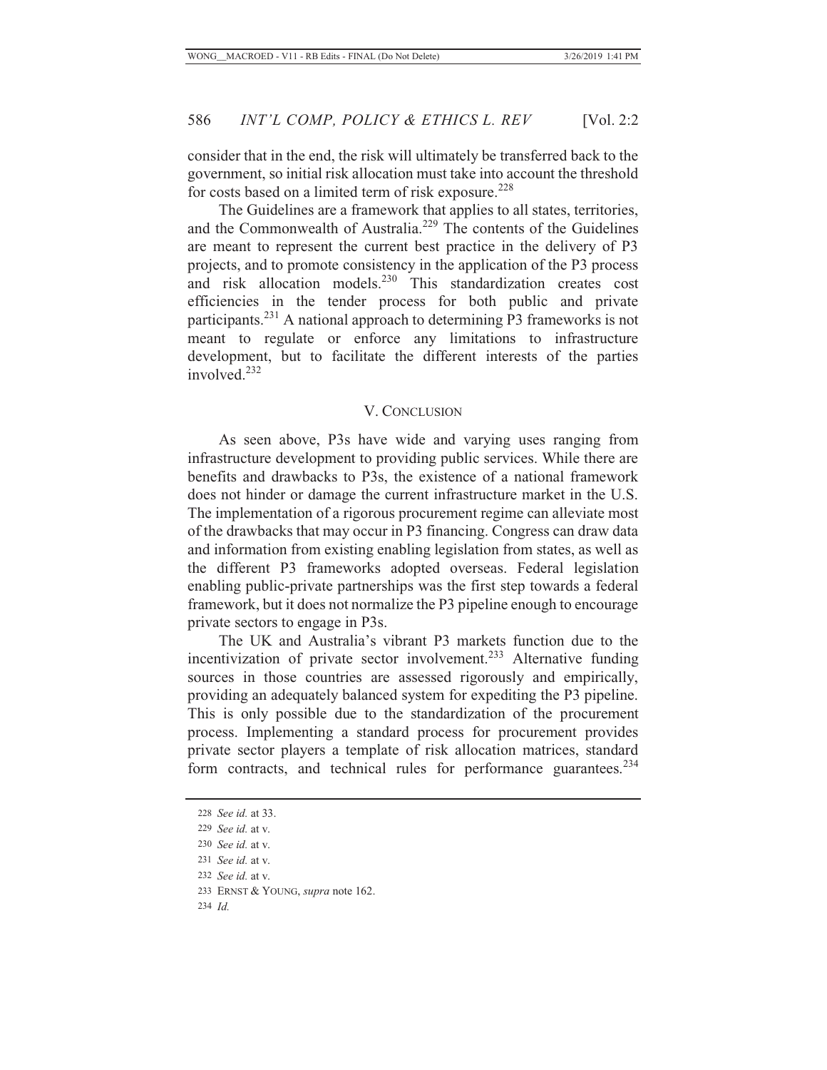consider that in the end, the risk will ultimately be transferred back to the government, so initial risk allocation must take into account the threshold for costs based on a limited term of risk exposure.[228]

The Guidelines are a framework that applies to all states, territories, and the Commonwealth of Australia.[229] The contents of the Guidelines are meant to represent the current best practice in the delivery of P3 projects, and to promote consistency in the application of the P3 process and risk allocation models.[230] This standardization creates cost efficiencies in the tender process for both public and private participants.[231] A national approach to determining P3 frameworks is not meant to regulate or enforce any limitations to infrastructure development, but to facilitate the different interests of the parties involved.[232]

## V. CONCLUSION

As seen above, P3s have wide and varying uses ranging from infrastructure development to providing public services. While there are benefits and drawbacks to P3s, the existence of a national framework does not hinder or damage the current infrastructure market in the U.S. The implementation of a rigorous procurement regime can alleviate most of the drawbacks that may occur in P3 financing. Congress can draw data and information from existing enabling legislation from states, as well as the different P3 frameworks adopted overseas. Federal legislation enabling public-private partnerships was the first step towards a federal framework, but it does not normalize the P3 pipeline enough to encourage private sectors to engage in P3s.

The UK and Australia's vibrant P3 markets function due to the incentivization of private sector involvement.[233] Alternative funding sources in those countries are assessed rigorously and empirically, providing an adequately balanced system for expediting the P3 pipeline. This is only possible due to the standardization of the procurement process. Implementing a standard process for procurement provides private sector players a template of risk allocation matrices, standard form contracts, and technical rules for performance guarantees.[234]

---

228 *See id.* at 33.

229 *See id.* at v.

230 *See id.* at v.

231 *See id.* at v.

232 *See id.* at v.

233 ERNST & YOUNG, *supra* note 162.

234 *Id.*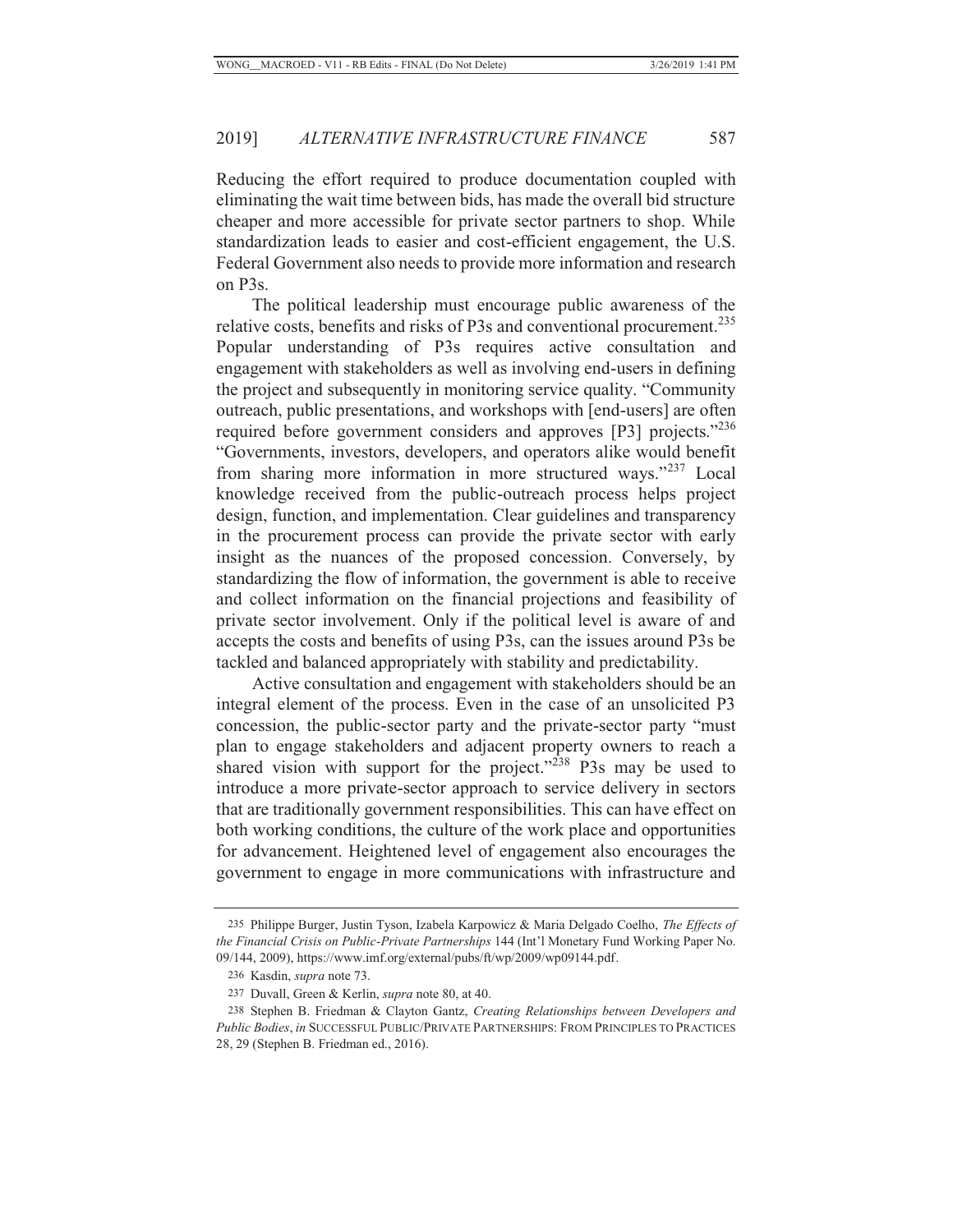Reducing the effort required to produce documentation coupled with eliminating the wait time between bids, has made the overall bid structure cheaper and more accessible for private sector partners to shop. While standardization leads to easier and cost-efficient engagement, the U.S. Federal Government also needs to provide more information and research on P3s.

The political leadership must encourage public awareness of the relative costs, benefits and risks of P3s and conventional procurement.[235] Popular understanding of P3s requires active consultation and engagement with stakeholders as well as involving end-users in defining the project and subsequently in monitoring service quality. "Community outreach, public presentations, and workshops with [end-users] are often required before government considers and approves [P3] projects."[236] "Governments, investors, developers, and operators alike would benefit from sharing more information in more structured ways."[237] Local knowledge received from the public-outreach process helps project design, function, and implementation. Clear guidelines and transparency in the procurement process can provide the private sector with early insight as the nuances of the proposed concession. Conversely, by standardizing the flow of information, the government is able to receive and collect information on the financial projections and feasibility of private sector involvement. Only if the political level is aware of and accepts the costs and benefits of using P3s, can the issues around P3s be tackled and balanced appropriately with stability and predictability.

Active consultation and engagement with stakeholders should be an integral element of the process. Even in the case of an unsolicited P3 concession, the public-sector party and the private-sector party "must plan to engage stakeholders and adjacent property owners to reach a shared vision with support for the project."[238] P3s may be used to introduce a more private-sector approach to service delivery in sectors that are traditionally government responsibilities. This can have effect on both working conditions, the culture of the work place and opportunities for advancement. Heightened level of engagement also encourages the government to engage in more communications with infrastructure and

---

235 Philippe Burger, Justin Tyson, Izabela Karpowicz & Maria Delgado Coelho, *The Effects of the Financial Crisis on Public-Private Partnerships* 144 (Int'l Monetary Fund Working Paper No. 09/144, 2009), https://www.imf.org/external/pubs/ft/wp/2009/wp09144.pdf.

236 Kasdin, *supra* note 73.

237 Duvall, Green & Kerlin, *supra* note 80, at 40.

238 Stephen B. Friedman & Clayton Gantz, *Creating Relationships between Developers and Public Bodies*, *in* SUCCESSFUL PUBLIC/PRIVATE PARTNERSHIPS: FROM PRINCIPLES TO PRACTICES 28, 29 (Stephen B. Friedman ed., 2016).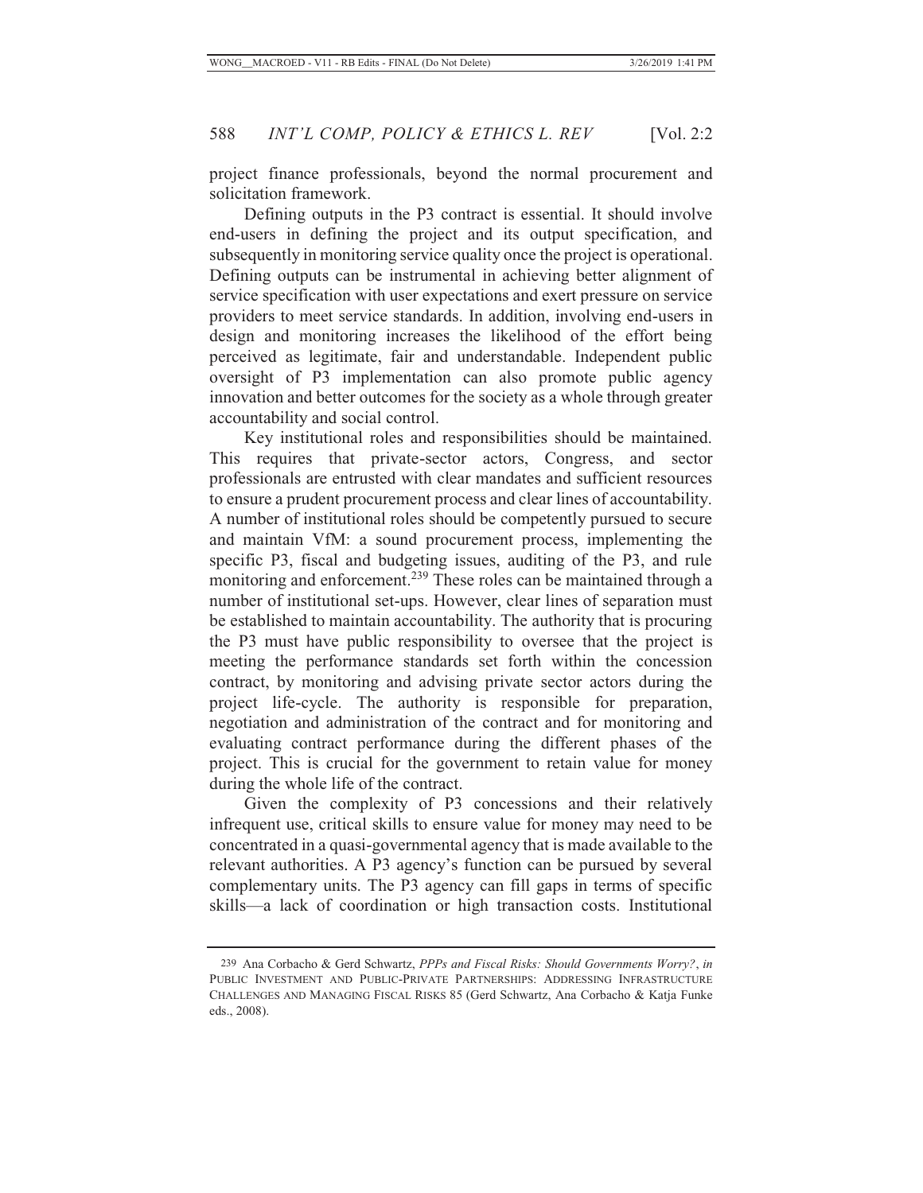project finance professionals, beyond the normal procurement and solicitation framework.

Defining outputs in the P3 contract is essential. It should involve end-users in defining the project and its output specification, and subsequently in monitoring service quality once the project is operational. Defining outputs can be instrumental in achieving better alignment of service specification with user expectations and exert pressure on service providers to meet service standards. In addition, involving end-users in design and monitoring increases the likelihood of the effort being perceived as legitimate, fair and understandable. Independent public oversight of P3 implementation can also promote public agency innovation and better outcomes for the society as a whole through greater accountability and social control.

Key institutional roles and responsibilities should be maintained. This requires that private-sector actors, Congress, and sector professionals are entrusted with clear mandates and sufficient resources to ensure a prudent procurement process and clear lines of accountability. A number of institutional roles should be competently pursued to secure and maintain VfM: a sound procurement process, implementing the specific P3, fiscal and budgeting issues, auditing of the P3, and rule monitoring and enforcement.[239] These roles can be maintained through a number of institutional set-ups. However, clear lines of separation must be established to maintain accountability. The authority that is procuring the P3 must have public responsibility to oversee that the project is meeting the performance standards set forth within the concession contract, by monitoring and advising private sector actors during the project life-cycle. The authority is responsible for preparation, negotiation and administration of the contract and for monitoring and evaluating contract performance during the different phases of the project. This is crucial for the government to retain value for money during the whole life of the contract.

Given the complexity of P3 concessions and their relatively infrequent use, critical skills to ensure value for money may need to be concentrated in a quasi-governmental agency that is made available to the relevant authorities. A P3 agency's function can be pursued by several complementary units. The P3 agency can fill gaps in terms of specific skills—a lack of coordination or high transaction costs. Institutional

---

239 Ana Corbacho & Gerd Schwartz, *PPPs and Fiscal Risks: Should Governments Worry?*, *in* PUBLIC INVESTMENT AND PUBLIC-PRIVATE PARTNERSHIPS: ADDRESSING INFRASTRUCTURE CHALLENGES AND MANAGING FISCAL RISKS 85 (Gerd Schwartz, Ana Corbacho & Katja Funke eds., 2008).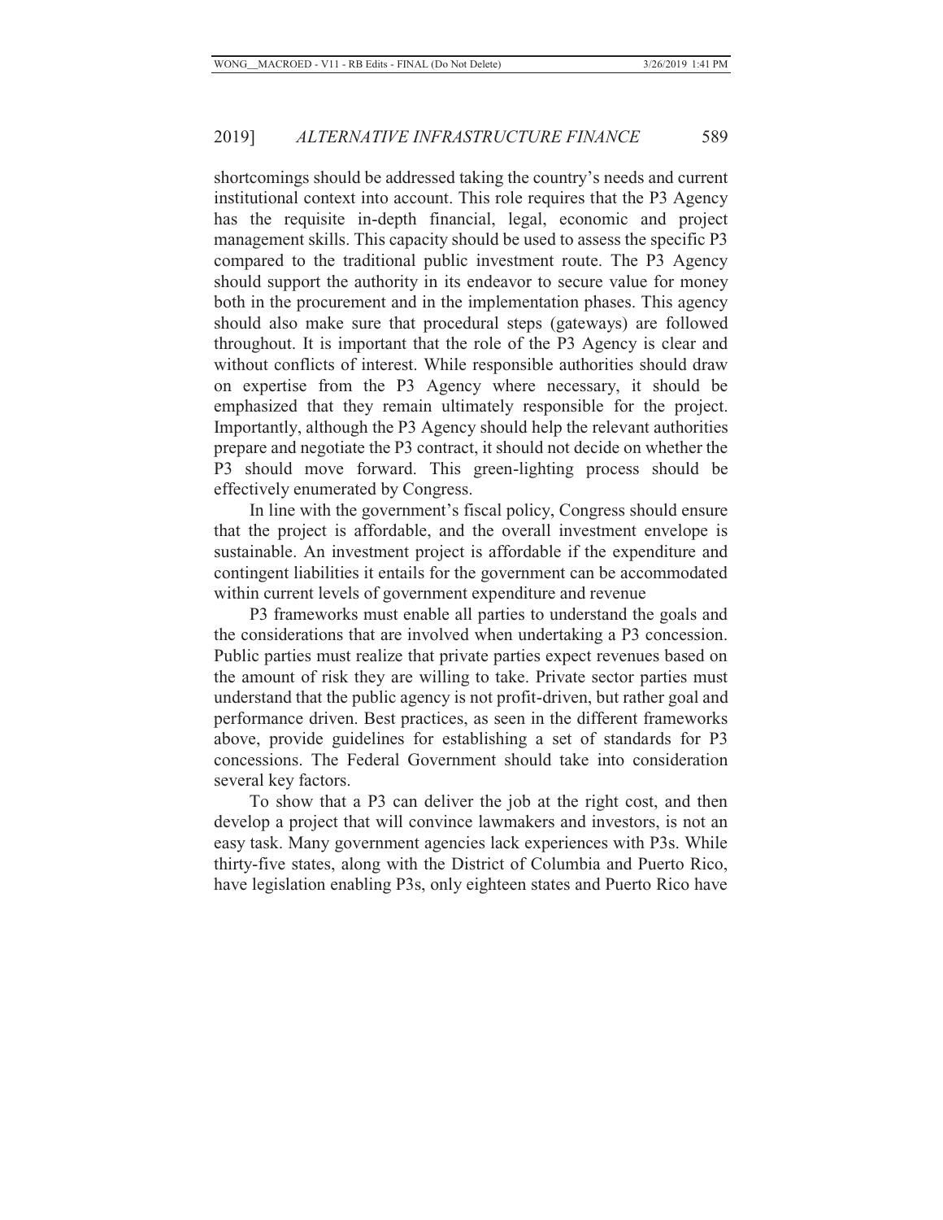shortcomings should be addressed taking the country's needs and current institutional context into account. This role requires that the P3 Agency has the requisite in-depth financial, legal, economic and project management skills. This capacity should be used to assess the specific P3 compared to the traditional public investment route. The P3 Agency should support the authority in its endeavor to secure value for money both in the procurement and in the implementation phases. This agency should also make sure that procedural steps (gateways) are followed throughout. It is important that the role of the P3 Agency is clear and without conflicts of interest. While responsible authorities should draw on expertise from the P3 Agency where necessary, it should be emphasized that they remain ultimately responsible for the project. Importantly, although the P3 Agency should help the relevant authorities prepare and negotiate the P3 contract, it should not decide on whether the P3 should move forward. This green-lighting process should be effectively enumerated by Congress.

In line with the government's fiscal policy, Congress should ensure that the project is affordable, and the overall investment envelope is sustainable. An investment project is affordable if the expenditure and contingent liabilities it entails for the government can be accommodated within current levels of government expenditure and revenue

P3 frameworks must enable all parties to understand the goals and the considerations that are involved when undertaking a P3 concession. Public parties must realize that private parties expect revenues based on the amount of risk they are willing to take. Private sector parties must understand that the public agency is not profit-driven, but rather goal and performance driven. Best practices, as seen in the different frameworks above, provide guidelines for establishing a set of standards for P3 concessions. The Federal Government should take into consideration several key factors.

To show that a P3 can deliver the job at the right cost, and then develop a project that will convince lawmakers and investors, is not an easy task. Many government agencies lack experiences with P3s. While thirty-five states, along with the District of Columbia and Puerto Rico, have legislation enabling P3s, only eighteen states and Puerto Rico have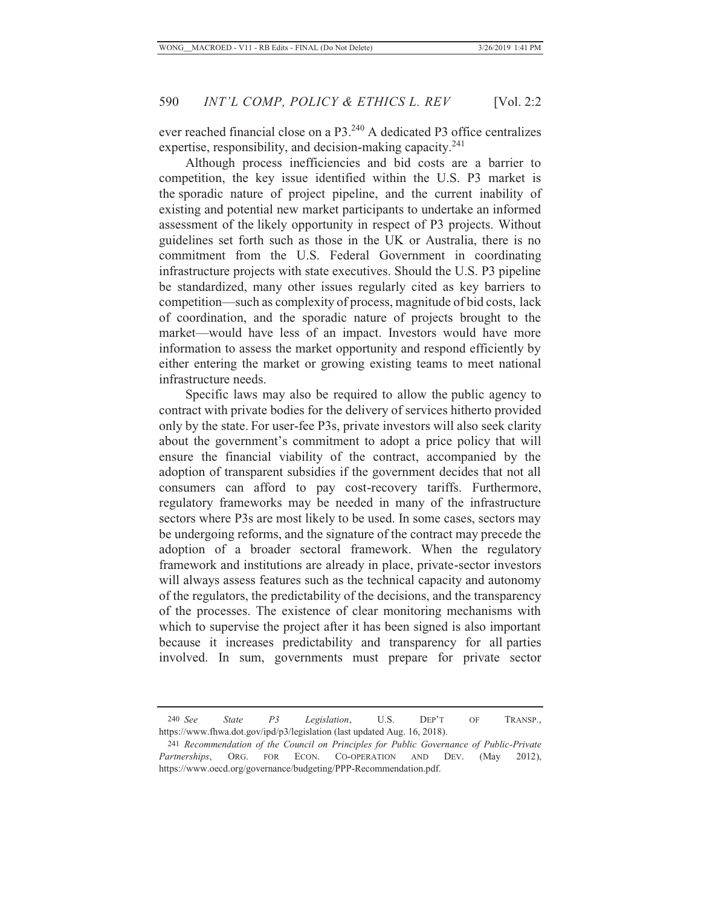ever reached financial close on a P3.[240] A dedicated P3 office centralizes expertise, responsibility, and decision-making capacity.[241]

Although process inefficiencies and bid costs are a barrier to competition, the key issue identified within the U.S. P3 market is the sporadic nature of project pipeline, and the current inability of existing and potential new market participants to undertake an informed assessment of the likely opportunity in respect of P3 projects. Without guidelines set forth such as those in the UK or Australia, there is no commitment from the U.S. Federal Government in coordinating infrastructure projects with state executives. Should the U.S. P3 pipeline be standardized, many other issues regularly cited as key barriers to competition—such as complexity of process, magnitude of bid costs, lack of coordination, and the sporadic nature of projects brought to the market—would have less of an impact. Investors would have more information to assess the market opportunity and respond efficiently by either entering the market or growing existing teams to meet national infrastructure needs.

Specific laws may also be required to allow the public agency to contract with private bodies for the delivery of services hitherto provided only by the state. For user-fee P3s, private investors will also seek clarity about the government's commitment to adopt a price policy that will ensure the financial viability of the contract, accompanied by the adoption of transparent subsidies if the government decides that not all consumers can afford to pay cost-recovery tariffs. Furthermore, regulatory frameworks may be needed in many of the infrastructure sectors where P3s are most likely to be used. In some cases, sectors may be undergoing reforms, and the signature of the contract may precede the adoption of a broader sectoral framework. When the regulatory framework and institutions are already in place, private-sector investors will always assess features such as the technical capacity and autonomy of the regulators, the predictability of the decisions, and the transparency of the processes. The existence of clear monitoring mechanisms with which to supervise the project after it has been signed is also important because it increases predictability and transparency for all parties involved. In sum, governments must prepare for private sector

---

240 *See State P3 Legislation*, U.S. DEP'T OF TRANSP., https://www.fhwa.dot.gov/ipd/p3/legislation (last updated Aug. 16, 2018).

241 *Recommendation of the Council on Principles for Public Governance of Public-Private Partnerships*, ORG. FOR ECON. CO-OPERATION AND DEV. (May 2012), https://www.oecd.org/governance/budgeting/PPP-Recommendation.pdf.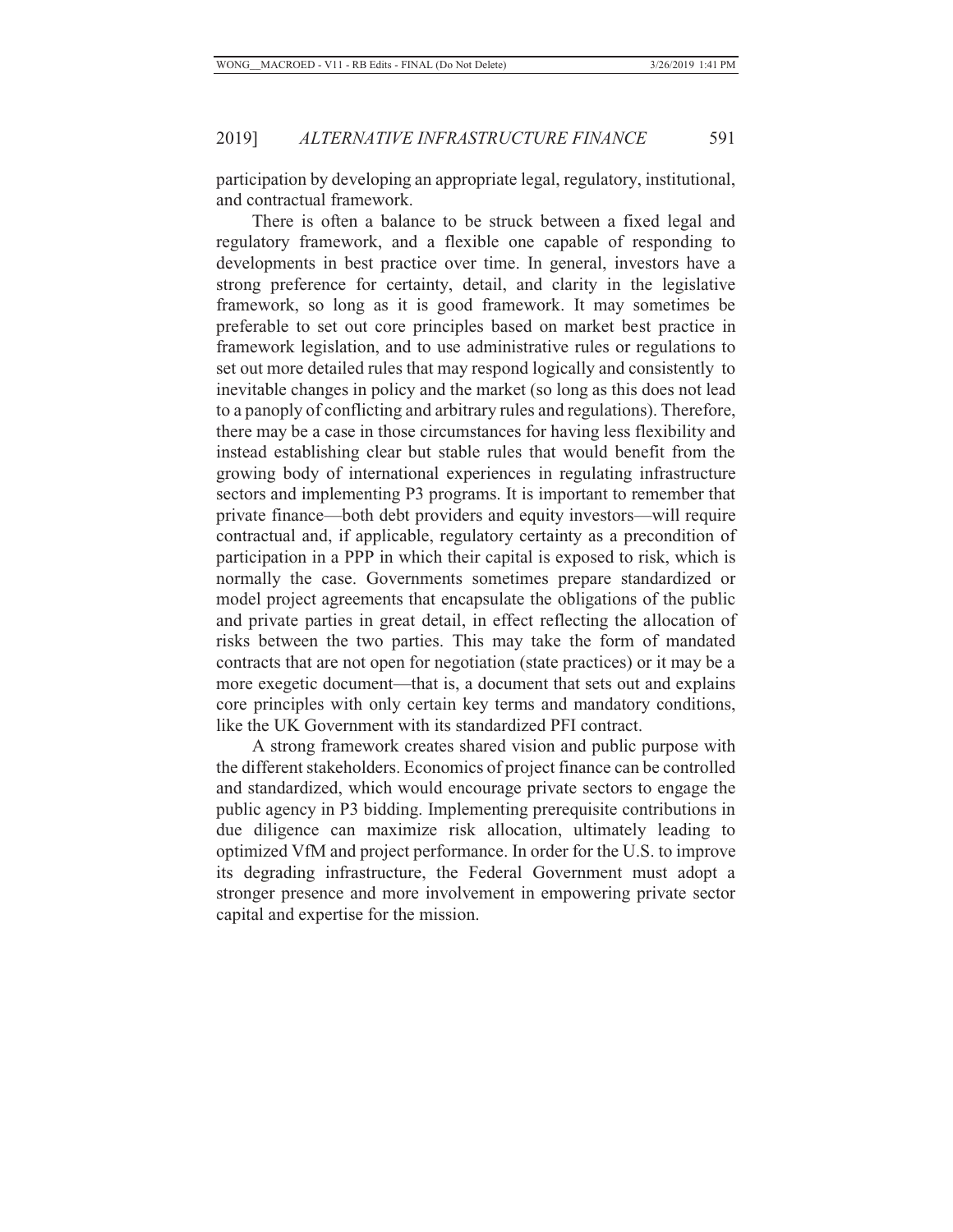participation by developing an appropriate legal, regulatory, institutional, and contractual framework.

There is often a balance to be struck between a fixed legal and regulatory framework, and a flexible one capable of responding to developments in best practice over time. In general, investors have a strong preference for certainty, detail, and clarity in the legislative framework, so long as it is good framework. It may sometimes be preferable to set out core principles based on market best practice in framework legislation, and to use administrative rules or regulations to set out more detailed rules that may respond logically and consistently to inevitable changes in policy and the market (so long as this does not lead to a panoply of conflicting and arbitrary rules and regulations). Therefore, there may be a case in those circumstances for having less flexibility and instead establishing clear but stable rules that would benefit from the growing body of international experiences in regulating infrastructure sectors and implementing P3 programs. It is important to remember that private finance—both debt providers and equity investors—will require contractual and, if applicable, regulatory certainty as a precondition of participation in a PPP in which their capital is exposed to risk, which is normally the case. Governments sometimes prepare standardized or model project agreements that encapsulate the obligations of the public and private parties in great detail, in effect reflecting the allocation of risks between the two parties. This may take the form of mandated contracts that are not open for negotiation (state practices) or it may be a more exegetic document—that is, a document that sets out and explains core principles with only certain key terms and mandatory conditions, like the UK Government with its standardized PFI contract.

A strong framework creates shared vision and public purpose with the different stakeholders. Economics of project finance can be controlled and standardized, which would encourage private sectors to engage the public agency in P3 bidding. Implementing prerequisite contributions in due diligence can maximize risk allocation, ultimately leading to optimized VfM and project performance. In order for the U.S. to improve its degrading infrastructure, the Federal Government must adopt a stronger presence and more involvement in empowering private sector capital and expertise for the mission.